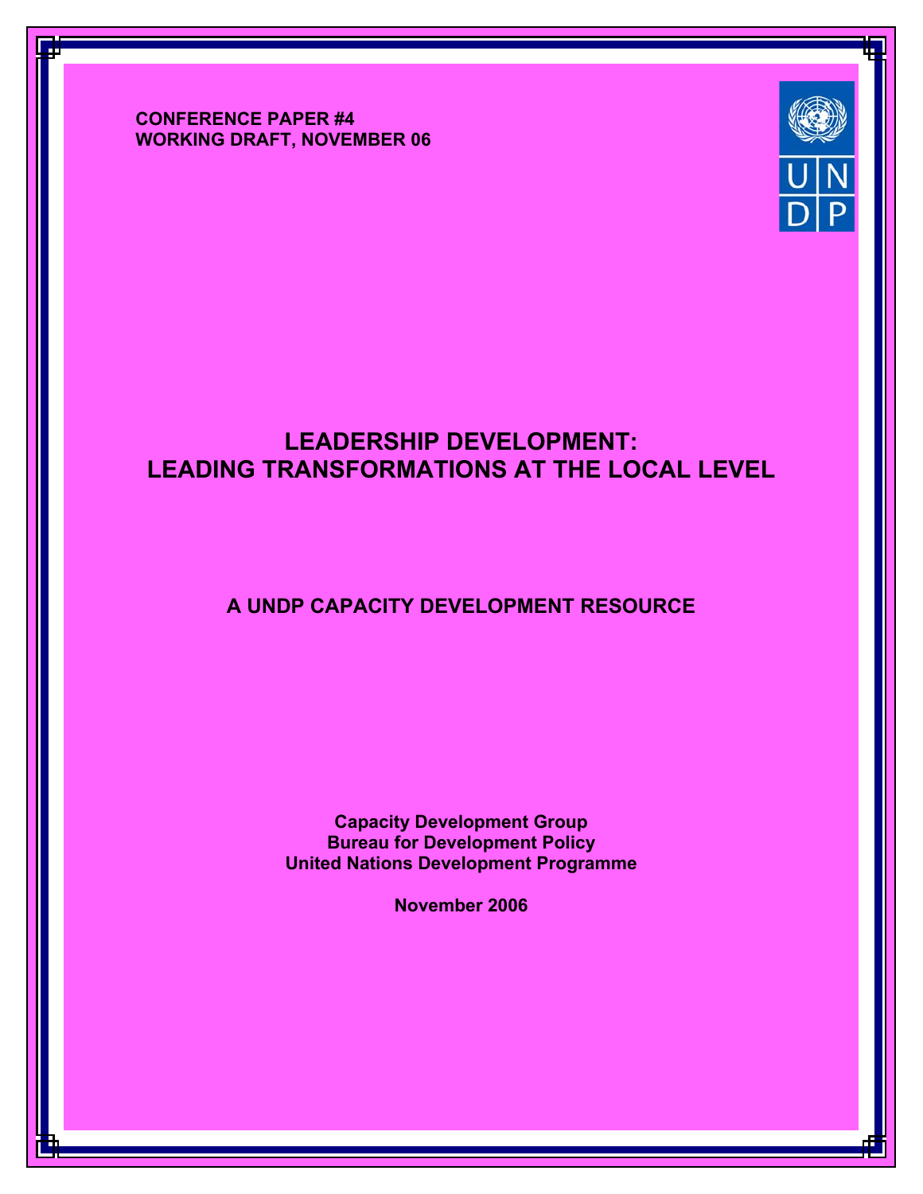**CONFERENCE PAPER #4**
**WORKING DRAFT, NOVEMBER 06**

# LEADERSHIP DEVELOPMENT: LEADING TRANSFORMATIONS AT THE LOCAL LEVEL

## A UNDP CAPACITY DEVELOPMENT RESOURCE

**Capacity Development Group**
**Bureau for Development Policy**
**United Nations Development Programme**

**November 2006**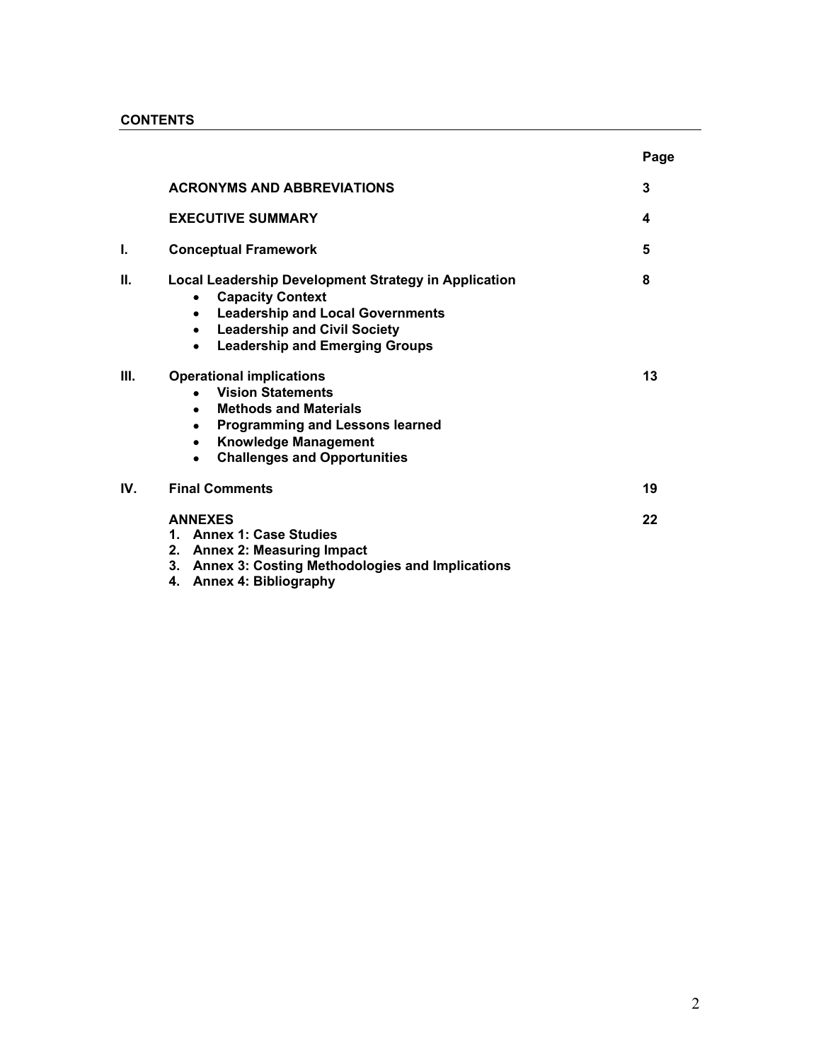## CONTENTS

| | | Page |
|---|---|---|
| | **ACRONYMS AND ABBREVIATIONS** | **3** |
| | **EXECUTIVE SUMMARY** | **4** |
| **I.** | **Conceptual Framework** | **5** |
| **II.** | **Local Leadership Development Strategy in Application**<br>• **Capacity Context**<br>• **Leadership and Local Governments**<br>• **Leadership and Civil Society**<br>• **Leadership and Emerging Groups** | **8** |
| **III.** | **Operational implications**<br>• **Vision Statements**<br>• **Methods and Materials**<br>• **Programming and Lessons learned**<br>• **Knowledge Management**<br>• **Challenges and Opportunities** | **13** |
| **IV.** | **Final Comments** | **19** |
| | **ANNEXES**<br>1. **Annex 1: Case Studies**<br>2. **Annex 2: Measuring Impact**<br>3. **Annex 3: Costing Methodologies and Implications**<br>4. **Annex 4: Bibliography** | **22** |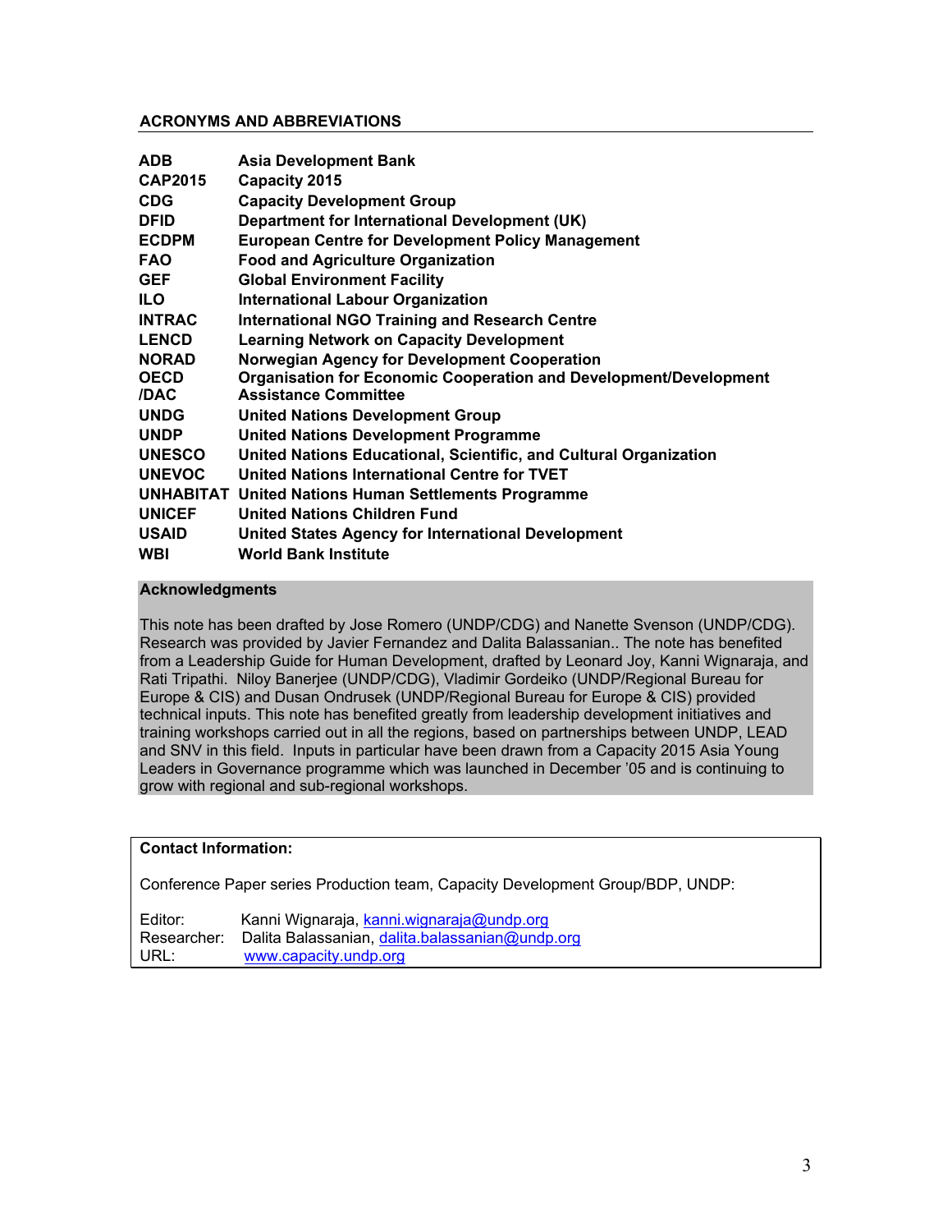## ACRONYMS AND ABBREVIATIONS

| | |
|---|---|
| **ADB** | **Asia Development Bank** |
| **CAP2015** | **Capacity 2015** |
| **CDG** | **Capacity Development Group** |
| **DFID** | **Department for International Development (UK)** |
| **ECDPM** | **European Centre for Development Policy Management** |
| **FAO** | **Food and Agriculture Organization** |
| **GEF** | **Global Environment Facility** |
| **ILO** | **International Labour Organization** |
| **INTRAC** | **International NGO Training and Research Centre** |
| **LENCD** | **Learning Network on Capacity Development** |
| **NORAD** | **Norwegian Agency for Development Cooperation** |
| **OECD /DAC** | **Organisation for Economic Cooperation and Development/Development Assistance Committee** |
| **UNDG** | **United Nations Development Group** |
| **UNDP** | **United Nations Development Programme** |
| **UNESCO** | **United Nations Educational, Scientific, and Cultural Organization** |
| **UNEVOC** | **United Nations International Centre for TVET** |
| **UNHABITAT** | **United Nations Human Settlements Programme** |
| **UNICEF** | **United Nations Children Fund** |
| **USAID** | **United States Agency for International Development** |
| **WBI** | **World Bank Institute** |

**Acknowledgments**

This note has been drafted by Jose Romero (UNDP/CDG) and Nanette Svenson (UNDP/CDG). Research was provided by Javier Fernandez and Dalita Balassanian.. The note has benefited from a Leadership Guide for Human Development, drafted by Leonard Joy, Kanni Wignaraja, and Rati Tripathi. Niloy Banerjee (UNDP/CDG), Vladimir Gordeiko (UNDP/Regional Bureau for Europe & CIS) and Dusan Ondrusek (UNDP/Regional Bureau for Europe & CIS) provided technical inputs. This note has benefited greatly from leadership development initiatives and training workshops carried out in all the regions, based on partnerships between UNDP, LEAD and SNV in this field. Inputs in particular have been drawn from a Capacity 2015 Asia Young Leaders in Governance programme which was launched in December '05 and is continuing to grow with regional and sub-regional workshops.

**Contact Information:**

Conference Paper series Production team, Capacity Development Group/BDP, UNDP:

Editor: Kanni Wignaraja, kanni.wignaraja@undp.org
Researcher: Dalita Balassanian, dalita.balassanian@undp.org
URL: www.capacity.undp.org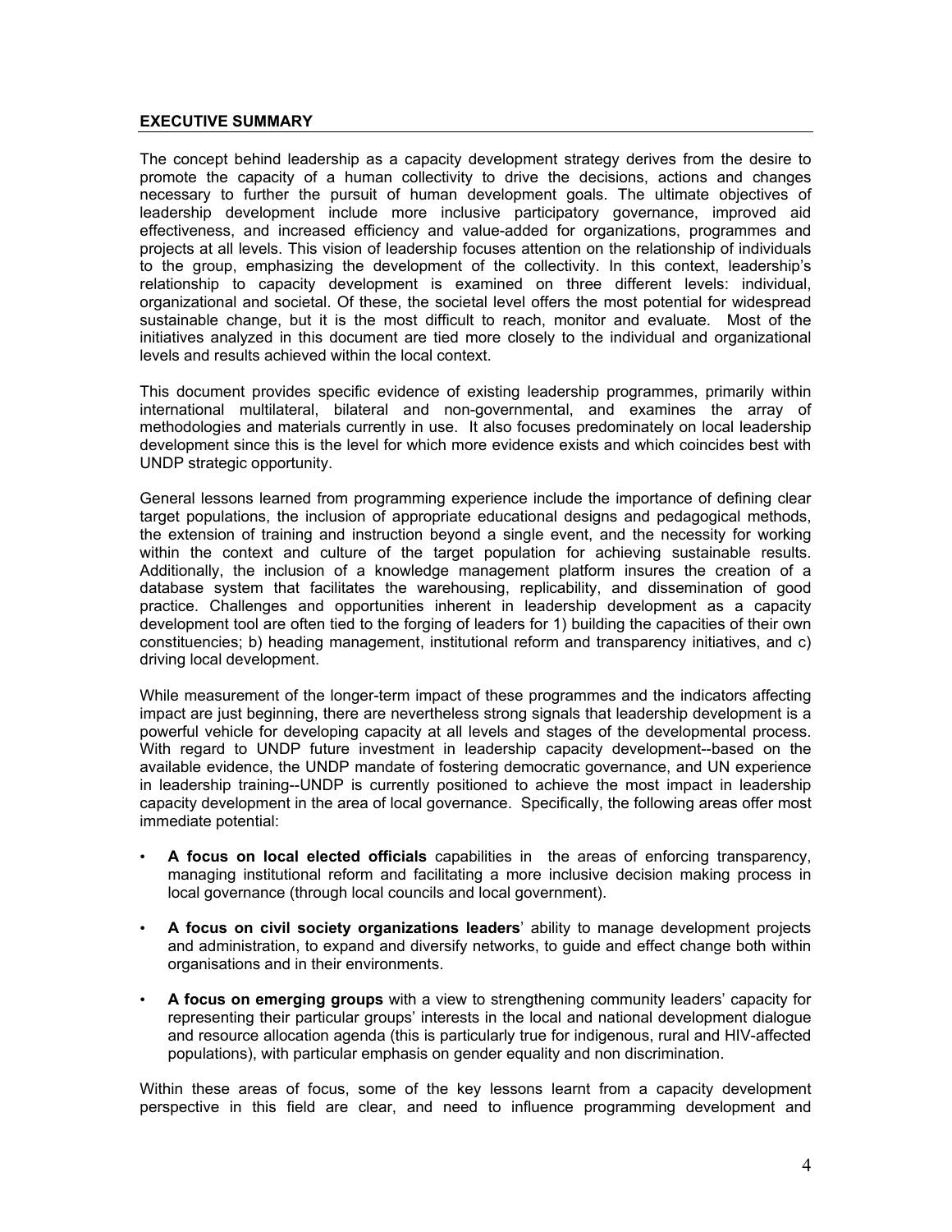**EXECUTIVE SUMMARY**

The concept behind leadership as a capacity development strategy derives from the desire to promote the capacity of a human collectivity to drive the decisions, actions and changes necessary to further the pursuit of human development goals. The ultimate objectives of leadership development include more inclusive participatory governance, improved aid effectiveness, and increased efficiency and value-added for organizations, programmes and projects at all levels. This vision of leadership focuses attention on the relationship of individuals to the group, emphasizing the development of the collectivity. In this context, leadership's relationship to capacity development is examined on three different levels: individual, organizational and societal. Of these, the societal level offers the most potential for widespread sustainable change, but it is the most difficult to reach, monitor and evaluate. Most of the initiatives analyzed in this document are tied more closely to the individual and organizational levels and results achieved within the local context.

This document provides specific evidence of existing leadership programmes, primarily within international multilateral, bilateral and non-governmental, and examines the array of methodologies and materials currently in use. It also focuses predominately on local leadership development since this is the level for which more evidence exists and which coincides best with UNDP strategic opportunity.

General lessons learned from programming experience include the importance of defining clear target populations, the inclusion of appropriate educational designs and pedagogical methods, the extension of training and instruction beyond a single event, and the necessity for working within the context and culture of the target population for achieving sustainable results. Additionally, the inclusion of a knowledge management platform insures the creation of a database system that facilitates the warehousing, replicability, and dissemination of good practice. Challenges and opportunities inherent in leadership development as a capacity development tool are often tied to the forging of leaders for 1) building the capacities of their own constituencies; b) heading management, institutional reform and transparency initiatives, and c) driving local development.

While measurement of the longer-term impact of these programmes and the indicators affecting impact are just beginning, there are nevertheless strong signals that leadership development is a powerful vehicle for developing capacity at all levels and stages of the developmental process. With regard to UNDP future investment in leadership capacity development--based on the available evidence, the UNDP mandate of fostering democratic governance, and UN experience in leadership training--UNDP is currently positioned to achieve the most impact in leadership capacity development in the area of local governance. Specifically, the following areas offer most immediate potential:

- **A focus on local elected officials** capabilities in the areas of enforcing transparency, managing institutional reform and facilitating a more inclusive decision making process in local governance (through local councils and local government).
- **A focus on civil society organizations leaders**' ability to manage development projects and administration, to expand and diversify networks, to guide and effect change both within organisations and in their environments.
- **A focus on emerging groups** with a view to strengthening community leaders' capacity for representing their particular groups' interests in the local and national development dialogue and resource allocation agenda (this is particularly true for indigenous, rural and HIV-affected populations), with particular emphasis on gender equality and non discrimination.

Within these areas of focus, some of the key lessons learnt from a capacity development perspective in this field are clear, and need to influence programming development and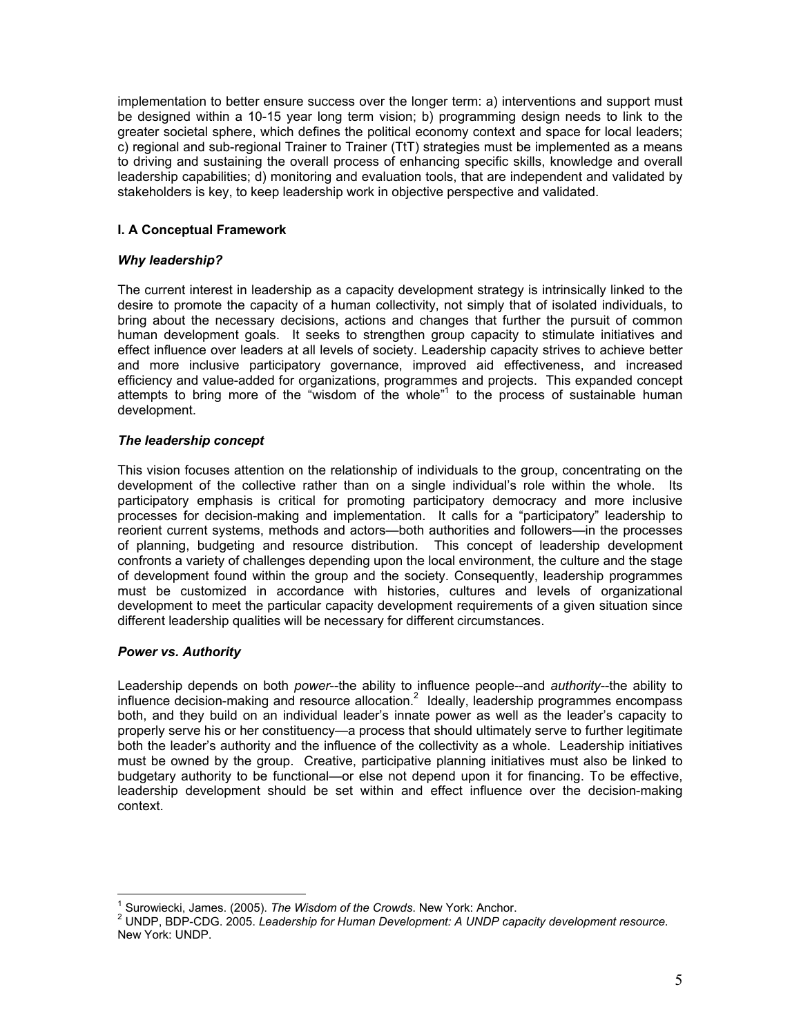implementation to better ensure success over the longer term: a) interventions and support must be designed within a 10-15 year long term vision; b) programming design needs to link to the greater societal sphere, which defines the political economy context and space for local leaders; c) regional and sub-regional Trainer to Trainer (TtT) strategies must be implemented as a means to driving and sustaining the overall process of enhancing specific skills, knowledge and overall leadership capabilities; d) monitoring and evaluation tools, that are independent and validated by stakeholders is key, to keep leadership work in objective perspective and validated.

## I. A Conceptual Framework

### *Why leadership?*

The current interest in leadership as a capacity development strategy is intrinsically linked to the desire to promote the capacity of a human collectivity, not simply that of isolated individuals, to bring about the necessary decisions, actions and changes that further the pursuit of common human development goals. It seeks to strengthen group capacity to stimulate initiatives and effect influence over leaders at all levels of society. Leadership capacity strives to achieve better and more inclusive participatory governance, improved aid effectiveness, and increased efficiency and value-added for organizations, programmes and projects. This expanded concept attempts to bring more of the "wisdom of the whole"[1] to the process of sustainable human development.

### *The leadership concept*

This vision focuses attention on the relationship of individuals to the group, concentrating on the development of the collective rather than on a single individual's role within the whole. Its participatory emphasis is critical for promoting participatory democracy and more inclusive processes for decision-making and implementation. It calls for a "participatory" leadership to reorient current systems, methods and actors—both authorities and followers—in the processes of planning, budgeting and resource distribution. This concept of leadership development confronts a variety of challenges depending upon the local environment, the culture and the stage of development found within the group and the society. Consequently, leadership programmes must be customized in accordance with histories, cultures and levels of organizational development to meet the particular capacity development requirements of a given situation since different leadership qualities will be necessary for different circumstances.

### *Power vs. Authority*

Leadership depends on both *power*--the ability to influence people--and *authority*--the ability to influence decision-making and resource allocation.[2] Ideally, leadership programmes encompass both, and they build on an individual leader's innate power as well as the leader's capacity to properly serve his or her constituency—a process that should ultimately serve to further legitimate both the leader's authority and the influence of the collectivity as a whole. Leadership initiatives must be owned by the group. Creative, participative planning initiatives must also be linked to budgetary authority to be functional—or else not depend upon it for financing. To be effective, leadership development should be set within and effect influence over the decision-making context.

---

[1] Surowiecki, James. (2005). *The Wisdom of the Crowds*. New York: Anchor.

[2] UNDP, BDP-CDG. 2005. *Leadership for Human Development: A UNDP capacity development resource.* New York: UNDP.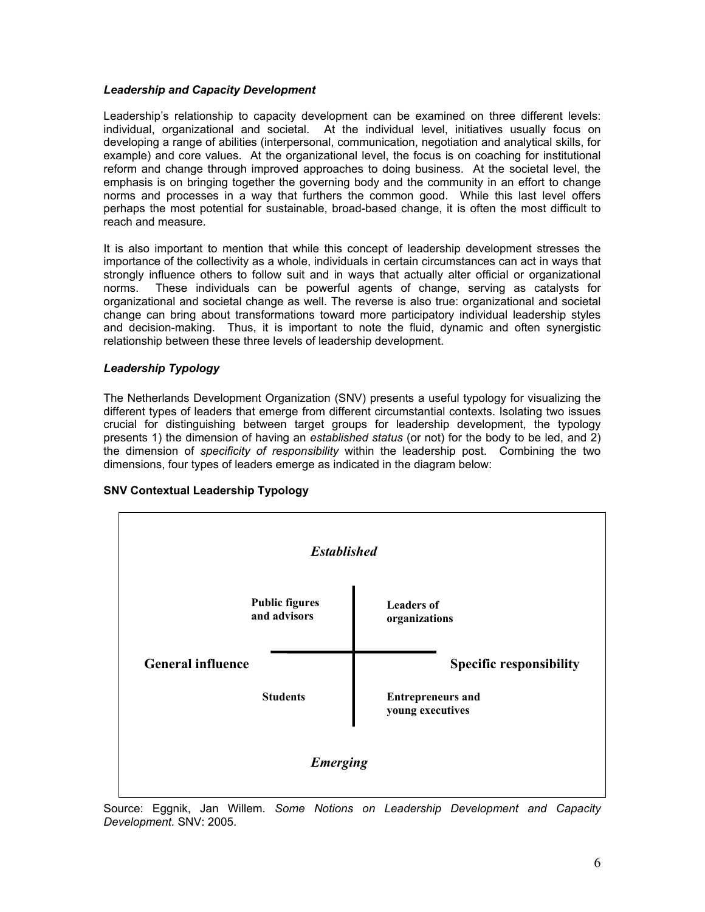### *Leadership and Capacity Development*

Leadership's relationship to capacity development can be examined on three different levels: individual, organizational and societal. At the individual level, initiatives usually focus on developing a range of abilities (interpersonal, communication, negotiation and analytical skills, for example) and core values. At the organizational level, the focus is on coaching for institutional reform and change through improved approaches to doing business. At the societal level, the emphasis is on bringing together the governing body and the community in an effort to change norms and processes in a way that furthers the common good. While this last level offers perhaps the most potential for sustainable, broad-based change, it is often the most difficult to reach and measure.

It is also important to mention that while this concept of leadership development stresses the importance of the collectivity as a whole, individuals in certain circumstances can act in ways that strongly influence others to follow suit and in ways that actually alter official or organizational norms. These individuals can be powerful agents of change, serving as catalysts for organizational and societal change as well. The reverse is also true: organizational and societal change can bring about transformations toward more participatory individual leadership styles and decision-making. Thus, it is important to note the fluid, dynamic and often synergistic relationship between these three levels of leadership development.

### *Leadership Typology*

The Netherlands Development Organization (SNV) presents a useful typology for visualizing the different types of leaders that emerge from different circumstantial contexts. Isolating two issues crucial for distinguishing between target groups for leadership development, the typology presents 1) the dimension of having an *established status* (or not) for the body to be led, and 2) the dimension of *specificity of responsibility* within the leadership post. Combining the two dimensions, four types of leaders emerge as indicated in the diagram below:

**SNV Contextual Leadership Typology**

*Established*

Public figures and advisors

Leaders of organizations

General influence

Specific responsibility

Students

Entrepreneurs and young executives

*Emerging*

Source: Eggnik, Jan Willem. *Some Notions on Leadership Development and Capacity Development.* SNV: 2005.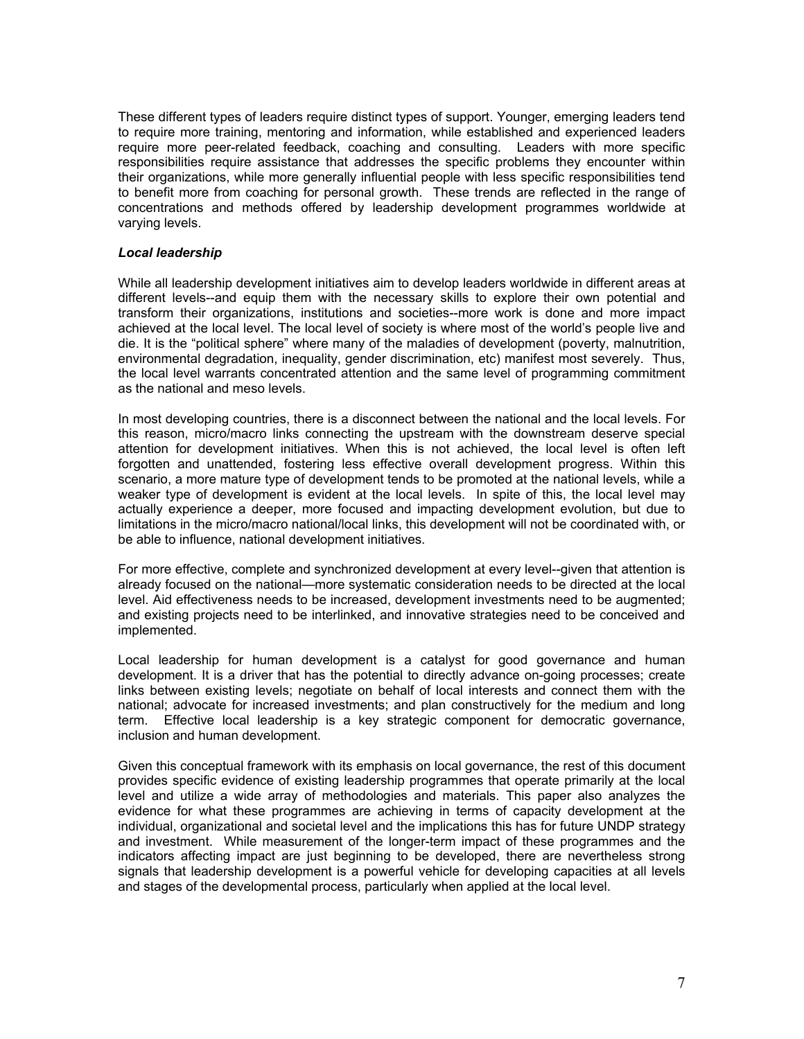These different types of leaders require distinct types of support. Younger, emerging leaders tend to require more training, mentoring and information, while established and experienced leaders require more peer-related feedback, coaching and consulting. Leaders with more specific responsibilities require assistance that addresses the specific problems they encounter within their organizations, while more generally influential people with less specific responsibilities tend to benefit more from coaching for personal growth. These trends are reflected in the range of concentrations and methods offered by leadership development programmes worldwide at varying levels.

***Local leadership***

While all leadership development initiatives aim to develop leaders worldwide in different areas at different levels--and equip them with the necessary skills to explore their own potential and transform their organizations, institutions and societies--more work is done and more impact achieved at the local level. The local level of society is where most of the world's people live and die. It is the "political sphere" where many of the maladies of development (poverty, malnutrition, environmental degradation, inequality, gender discrimination, etc) manifest most severely. Thus, the local level warrants concentrated attention and the same level of programming commitment as the national and meso levels.

In most developing countries, there is a disconnect between the national and the local levels. For this reason, micro/macro links connecting the upstream with the downstream deserve special attention for development initiatives. When this is not achieved, the local level is often left forgotten and unattended, fostering less effective overall development progress. Within this scenario, a more mature type of development tends to be promoted at the national levels, while a weaker type of development is evident at the local levels. In spite of this, the local level may actually experience a deeper, more focused and impacting development evolution, but due to limitations in the micro/macro national/local links, this development will not be coordinated with, or be able to influence, national development initiatives.

For more effective, complete and synchronized development at every level--given that attention is already focused on the national—more systematic consideration needs to be directed at the local level. Aid effectiveness needs to be increased, development investments need to be augmented; and existing projects need to be interlinked, and innovative strategies need to be conceived and implemented.

Local leadership for human development is a catalyst for good governance and human development. It is a driver that has the potential to directly advance on-going processes; create links between existing levels; negotiate on behalf of local interests and connect them with the national; advocate for increased investments; and plan constructively for the medium and long term. Effective local leadership is a key strategic component for democratic governance, inclusion and human development.

Given this conceptual framework with its emphasis on local governance, the rest of this document provides specific evidence of existing leadership programmes that operate primarily at the local level and utilize a wide array of methodologies and materials. This paper also analyzes the evidence for what these programmes are achieving in terms of capacity development at the individual, organizational and societal level and the implications this has for future UNDP strategy and investment. While measurement of the longer-term impact of these programmes and the indicators affecting impact are just beginning to be developed, there are nevertheless strong signals that leadership development is a powerful vehicle for developing capacities at all levels and stages of the developmental process, particularly when applied at the local level.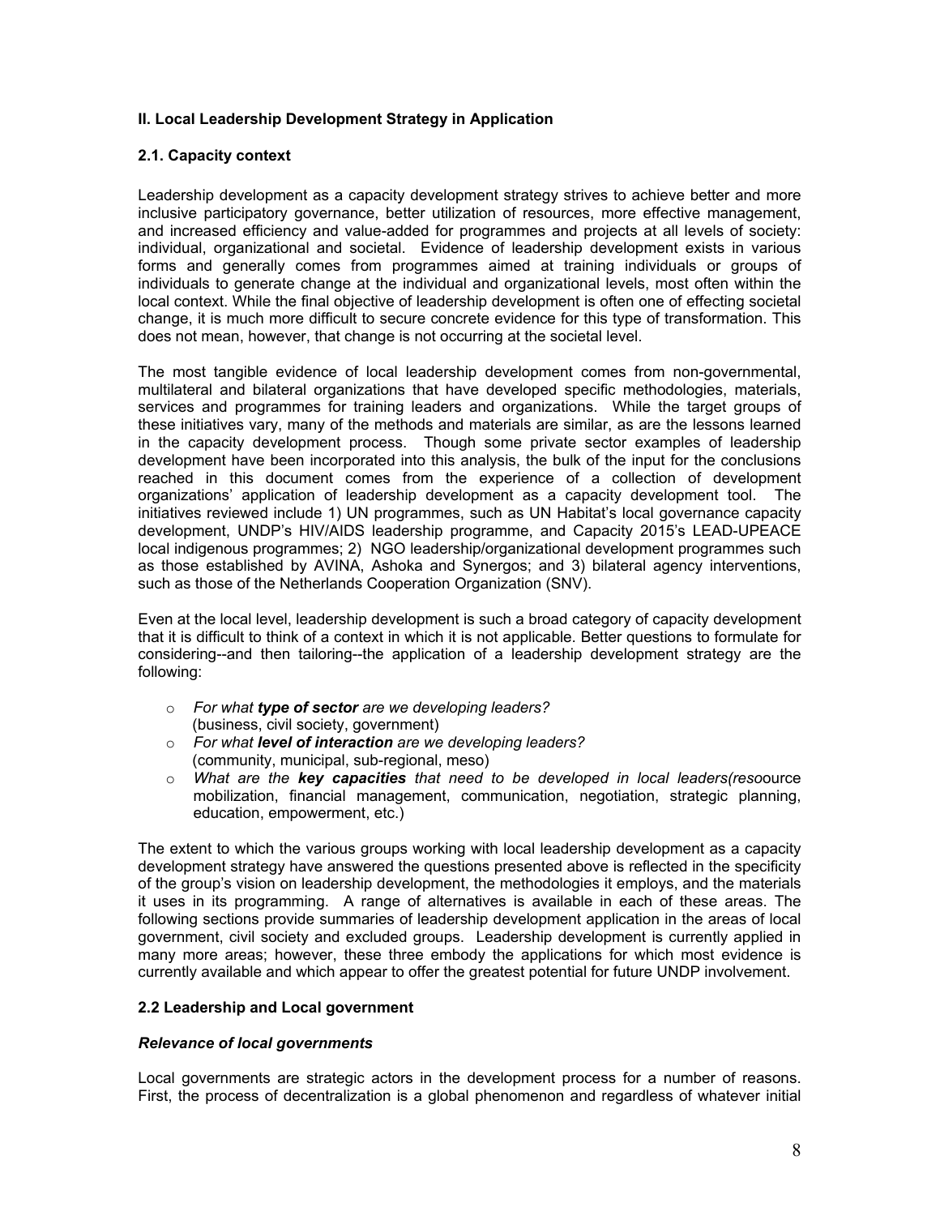## II. Local Leadership Development Strategy in Application

### 2.1. Capacity context

Leadership development as a capacity development strategy strives to achieve better and more inclusive participatory governance, better utilization of resources, more effective management, and increased efficiency and value-added for programmes and projects at all levels of society: individual, organizational and societal. Evidence of leadership development exists in various forms and generally comes from programmes aimed at training individuals or groups of individuals to generate change at the individual and organizational levels, most often within the local context. While the final objective of leadership development is often one of effecting societal change, it is much more difficult to secure concrete evidence for this type of transformation. This does not mean, however, that change is not occurring at the societal level.

The most tangible evidence of local leadership development comes from non-governmental, multilateral and bilateral organizations that have developed specific methodologies, materials, services and programmes for training leaders and organizations. While the target groups of these initiatives vary, many of the methods and materials are similar, as are the lessons learned in the capacity development process. Though some private sector examples of leadership development have been incorporated into this analysis, the bulk of the input for the conclusions reached in this document comes from the experience of a collection of development organizations' application of leadership development as a capacity development tool. The initiatives reviewed include 1) UN programmes, such as UN Habitat's local governance capacity development, UNDP's HIV/AIDS leadership programme, and Capacity 2015's LEAD-UPEACE local indigenous programmes; 2) NGO leadership/organizational development programmes such as those established by AVINA, Ashoka and Synergos; and 3) bilateral agency interventions, such as those of the Netherlands Cooperation Organization (SNV).

Even at the local level, leadership development is such a broad category of capacity development that it is difficult to think of a context in which it is not applicable. Better questions to formulate for considering--and then tailoring--the application of a leadership development strategy are the following:

- *For what **type of sector** are we developing leaders?*
  (business, civil society, government)
- *For what **level of interaction** are we developing leaders?*
  (community, municipal, sub-regional, meso)
- *What are the **key capacities** that need to be developed in local leaders(reso*ource mobilization, financial management, communication, negotiation, strategic planning, education, empowerment, etc.)

The extent to which the various groups working with local leadership development as a capacity development strategy have answered the questions presented above is reflected in the specificity of the group's vision on leadership development, the methodologies it employs, and the materials it uses in its programming. A range of alternatives is available in each of these areas. The following sections provide summaries of leadership development application in the areas of local government, civil society and excluded groups. Leadership development is currently applied in many more areas; however, these three embody the applications for which most evidence is currently available and which appear to offer the greatest potential for future UNDP involvement.

### 2.2 Leadership and Local government

#### *Relevance of local governments*

Local governments are strategic actors in the development process for a number of reasons. First, the process of decentralization is a global phenomenon and regardless of whatever initial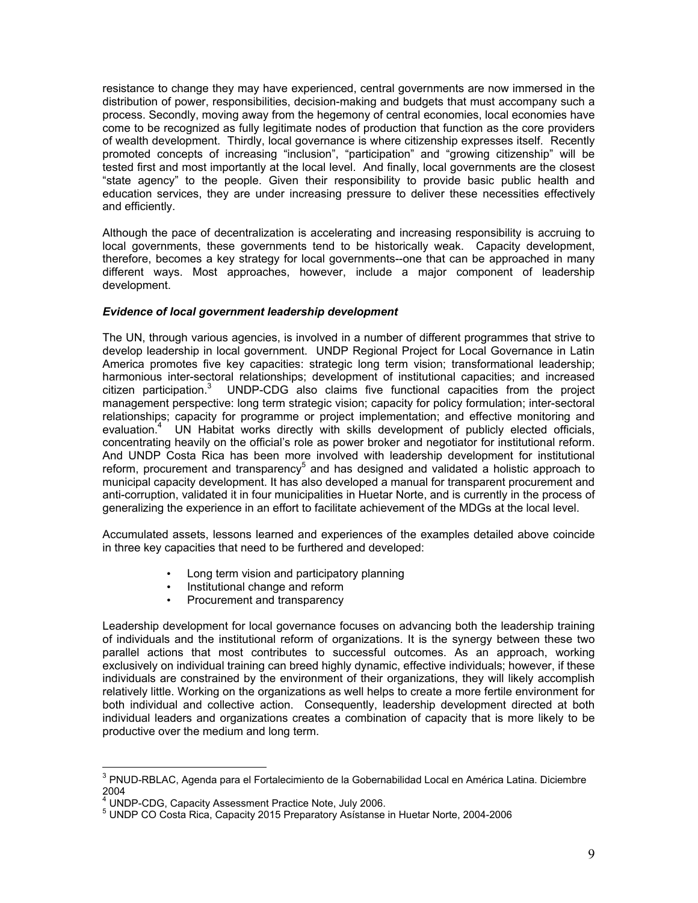resistance to change they may have experienced, central governments are now immersed in the distribution of power, responsibilities, decision-making and budgets that must accompany such a process. Secondly, moving away from the hegemony of central economies, local economies have come to be recognized as fully legitimate nodes of production that function as the core providers of wealth development. Thirdly, local governance is where citizenship expresses itself. Recently promoted concepts of increasing "inclusion", "participation" and "growing citizenship" will be tested first and most importantly at the local level. And finally, local governments are the closest "state agency" to the people. Given their responsibility to provide basic public health and education services, they are under increasing pressure to deliver these necessities effectively and efficiently.

Although the pace of decentralization is accelerating and increasing responsibility is accruing to local governments, these governments tend to be historically weak. Capacity development, therefore, becomes a key strategy for local governments--one that can be approached in many different ways. Most approaches, however, include a major component of leadership development.

***Evidence of local government leadership development***

The UN, through various agencies, is involved in a number of different programmes that strive to develop leadership in local government. UNDP Regional Project for Local Governance in Latin America promotes five key capacities: strategic long term vision; transformational leadership; harmonious inter-sectoral relationships; development of institutional capacities; and increased citizen participation.[3] UNDP-CDG also claims five functional capacities from the project management perspective: long term strategic vision; capacity for policy formulation; inter-sectoral relationships; capacity for programme or project implementation; and effective monitoring and evaluation.[4] UN Habitat works directly with skills development of publicly elected officials, concentrating heavily on the official's role as power broker and negotiator for institutional reform. And UNDP Costa Rica has been more involved with leadership development for institutional reform, procurement and transparency[5] and has designed and validated a holistic approach to municipal capacity development. It has also developed a manual for transparent procurement and anti-corruption, validated it in four municipalities in Huetar Norte, and is currently in the process of generalizing the experience in an effort to facilitate achievement of the MDGs at the local level.

Accumulated assets, lessons learned and experiences of the examples detailed above coincide in three key capacities that need to be furthered and developed:

- Long term vision and participatory planning
- Institutional change and reform
- Procurement and transparency

Leadership development for local governance focuses on advancing both the leadership training of individuals and the institutional reform of organizations. It is the synergy between these two parallel actions that most contributes to successful outcomes. As an approach, working exclusively on individual training can breed highly dynamic, effective individuals; however, if these individuals are constrained by the environment of their organizations, they will likely accomplish relatively little. Working on the organizations as well helps to create a more fertile environment for both individual and collective action. Consequently, leadership development directed at both individual leaders and organizations creates a combination of capacity that is more likely to be productive over the medium and long term.

---

[3] PNUD-RBLAC, Agenda para el Fortalecimiento de la Gobernabilidad Local en América Latina. Diciembre 2004

[4] UNDP-CDG, Capacity Assessment Practice Note, July 2006.

[5] UNDP CO Costa Rica, Capacity 2015 Preparatory Asistanse in Huetar Norte, 2004-2006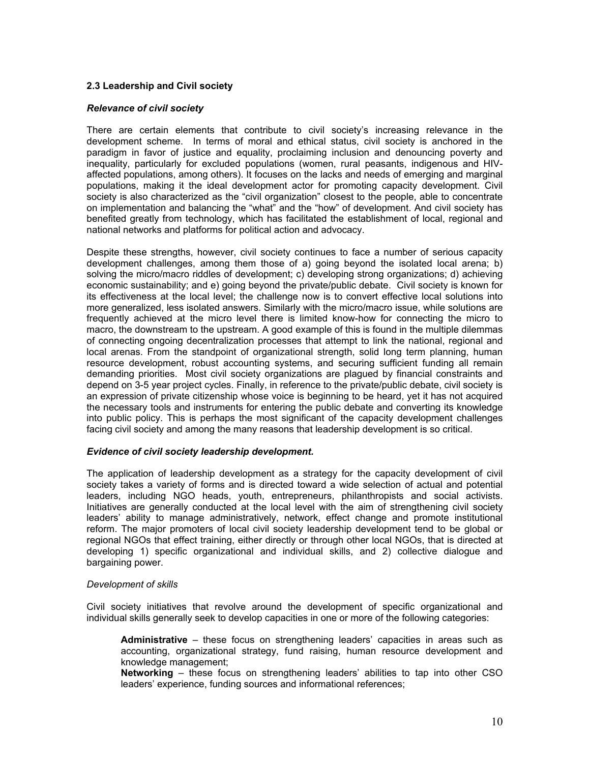### 2.3 Leadership and Civil society

***Relevance of civil society***

There are certain elements that contribute to civil society's increasing relevance in the development scheme. In terms of moral and ethical status, civil society is anchored in the paradigm in favor of justice and equality, proclaiming inclusion and denouncing poverty and inequality, particularly for excluded populations (women, rural peasants, indigenous and HIV-affected populations, among others). It focuses on the lacks and needs of emerging and marginal populations, making it the ideal development actor for promoting capacity development. Civil society is also characterized as the "civil organization" closest to the people, able to concentrate on implementation and balancing the "what" and the "how" of development. And civil society has benefited greatly from technology, which has facilitated the establishment of local, regional and national networks and platforms for political action and advocacy.

Despite these strengths, however, civil society continues to face a number of serious capacity development challenges, among them those of a) going beyond the isolated local arena; b) solving the micro/macro riddles of development; c) developing strong organizations; d) achieving economic sustainability; and e) going beyond the private/public debate. Civil society is known for its effectiveness at the local level; the challenge now is to convert effective local solutions into more generalized, less isolated answers. Similarly with the micro/macro issue, while solutions are frequently achieved at the micro level there is limited know-how for connecting the micro to macro, the downstream to the upstream. A good example of this is found in the multiple dilemmas of connecting ongoing decentralization processes that attempt to link the national, regional and local arenas. From the standpoint of organizational strength, solid long term planning, human resource development, robust accounting systems, and securing sufficient funding all remain demanding priorities. Most civil society organizations are plagued by financial constraints and depend on 3-5 year project cycles. Finally, in reference to the private/public debate, civil society is an expression of private citizenship whose voice is beginning to be heard, yet it has not acquired the necessary tools and instruments for entering the public debate and converting its knowledge into public policy. This is perhaps the most significant of the capacity development challenges facing civil society and among the many reasons that leadership development is so critical.

***Evidence of civil society leadership development.***

The application of leadership development as a strategy for the capacity development of civil society takes a variety of forms and is directed toward a wide selection of actual and potential leaders, including NGO heads, youth, entrepreneurs, philanthropists and social activists. Initiatives are generally conducted at the local level with the aim of strengthening civil society leaders' ability to manage administratively, network, effect change and promote institutional reform. The major promoters of local civil society leadership development tend to be global or regional NGOs that effect training, either directly or through other local NGOs, that is directed at developing 1) specific organizational and individual skills, and 2) collective dialogue and bargaining power.

*Development of skills*

Civil society initiatives that revolve around the development of specific organizational and individual skills generally seek to develop capacities in one or more of the following categories:

**Administrative** – these focus on strengthening leaders' capacities in areas such as accounting, organizational strategy, fund raising, human resource development and knowledge management;

**Networking** – these focus on strengthening leaders' abilities to tap into other CSO leaders' experience, funding sources and informational references;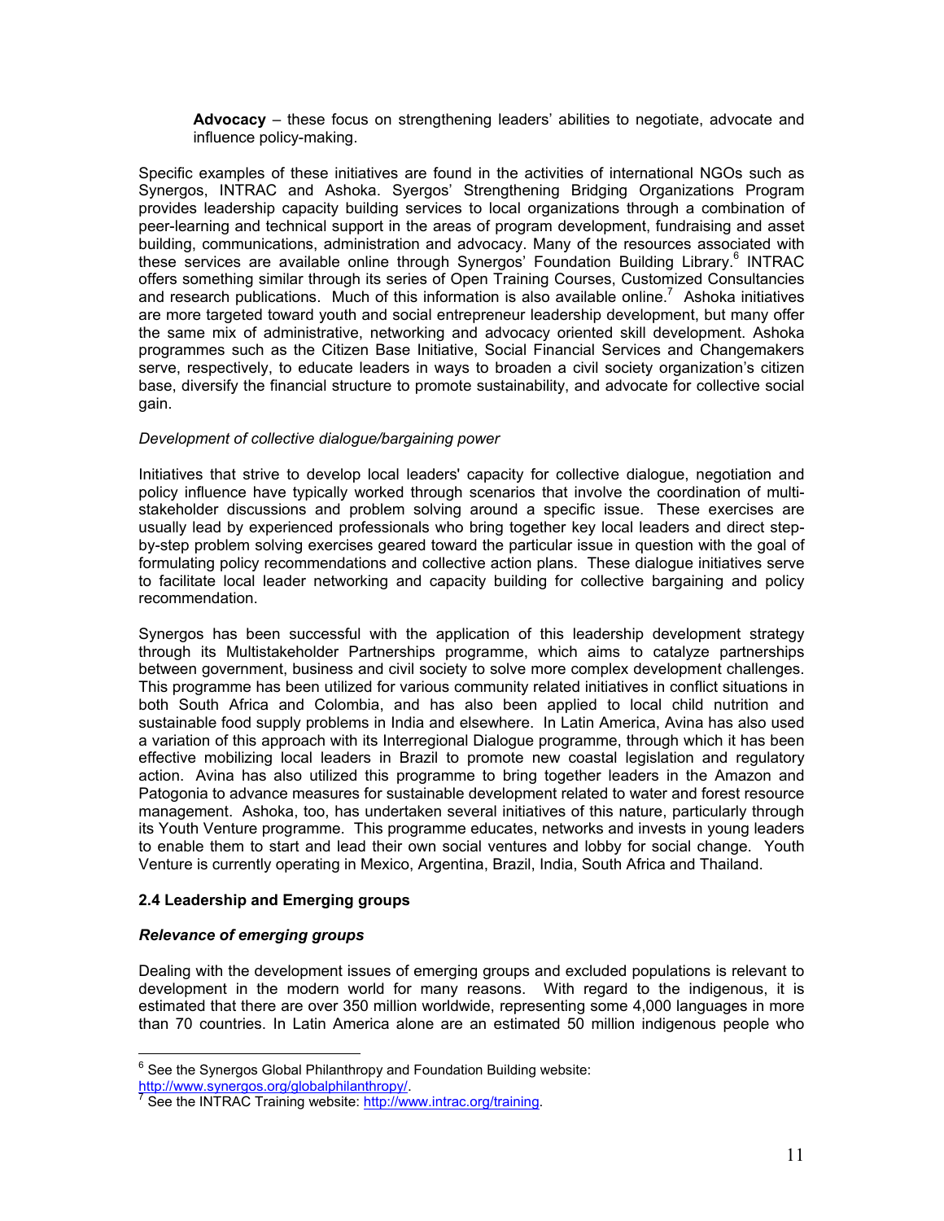**Advocacy** – these focus on strengthening leaders' abilities to negotiate, advocate and influence policy-making.

Specific examples of these initiatives are found in the activities of international NGOs such as Synergos, INTRAC and Ashoka. Syergos' Strengthening Bridging Organizations Program provides leadership capacity building services to local organizations through a combination of peer-learning and technical support in the areas of program development, fundraising and asset building, communications, administration and advocacy. Many of the resources associated with these services are available online through Synergos' Foundation Building Library.[6] INTRAC offers something similar through its series of Open Training Courses, Customized Consultancies and research publications. Much of this information is also available online.[7] Ashoka initiatives are more targeted toward youth and social entrepreneur leadership development, but many offer the same mix of administrative, networking and advocacy oriented skill development. Ashoka programmes such as the Citizen Base Initiative, Social Financial Services and Changemakers serve, respectively, to educate leaders in ways to broaden a civil society organization's citizen base, diversify the financial structure to promote sustainability, and advocate for collective social gain.

*Development of collective dialogue/bargaining power*

Initiatives that strive to develop local leaders' capacity for collective dialogue, negotiation and policy influence have typically worked through scenarios that involve the coordination of multi-stakeholder discussions and problem solving around a specific issue. These exercises are usually lead by experienced professionals who bring together key local leaders and direct step-by-step problem solving exercises geared toward the particular issue in question with the goal of formulating policy recommendations and collective action plans. These dialogue initiatives serve to facilitate local leader networking and capacity building for collective bargaining and policy recommendation.

Synergos has been successful with the application of this leadership development strategy through its Multistakeholder Partnerships programme, which aims to catalyze partnerships between government, business and civil society to solve more complex development challenges. This programme has been utilized for various community related initiatives in conflict situations in both South Africa and Colombia, and has also been applied to local child nutrition and sustainable food supply problems in India and elsewhere. In Latin America, Avina has also used a variation of this approach with its Interregional Dialogue programme, through which it has been effective mobilizing local leaders in Brazil to promote new coastal legislation and regulatory action. Avina has also utilized this programme to bring together leaders in the Amazon and Patogonia to advance measures for sustainable development related to water and forest resource management. Ashoka, too, has undertaken several initiatives of this nature, particularly through its Youth Venture programme. This programme educates, networks and invests in young leaders to enable them to start and lead their own social ventures and lobby for social change. Youth Venture is currently operating in Mexico, Argentina, Brazil, India, South Africa and Thailand.

### 2.4 Leadership and Emerging groups

***Relevance of emerging groups***

Dealing with the development issues of emerging groups and excluded populations is relevant to development in the modern world for many reasons. With regard to the indigenous, it is estimated that there are over 350 million worldwide, representing some 4,000 languages in more than 70 countries. In Latin America alone are an estimated 50 million indigenous people who

---

[6] See the Synergos Global Philanthropy and Foundation Building website: http://www.synergos.org/globalphilanthropy/.

[7] See the INTRAC Training website: http://www.intrac.org/training.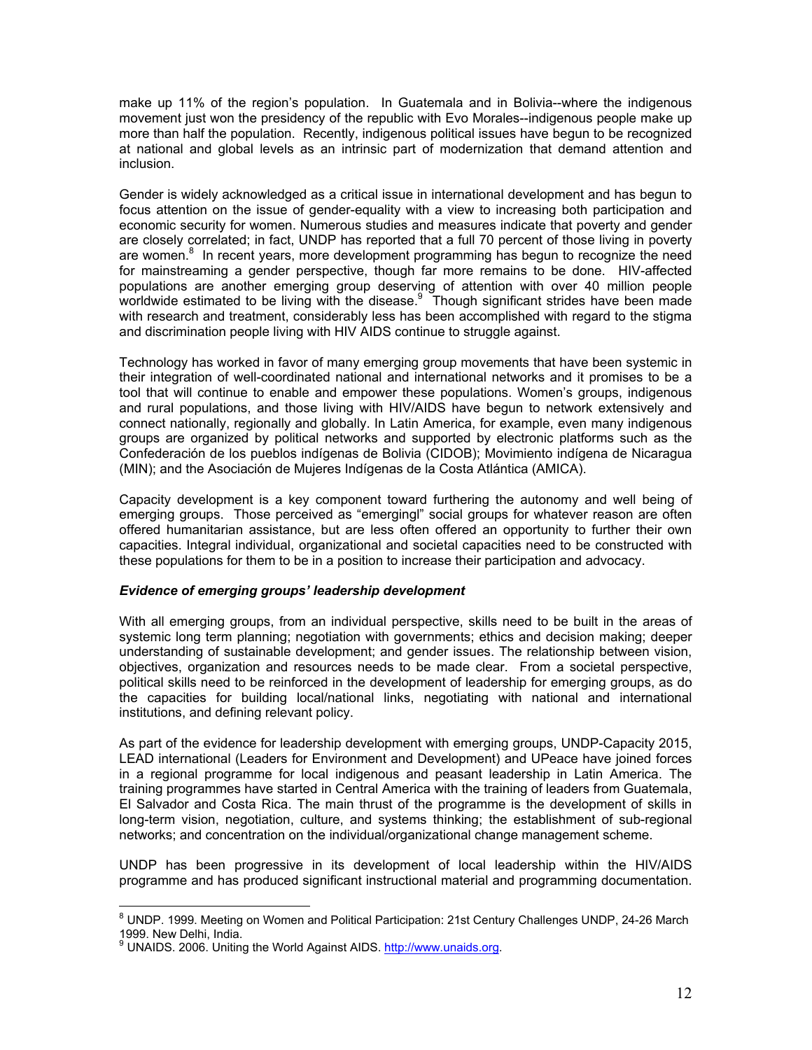make up 11% of the region's population. In Guatemala and in Bolivia--where the indigenous movement just won the presidency of the republic with Evo Morales--indigenous people make up more than half the population. Recently, indigenous political issues have begun to be recognized at national and global levels as an intrinsic part of modernization that demand attention and inclusion.

Gender is widely acknowledged as a critical issue in international development and has begun to focus attention on the issue of gender-equality with a view to increasing both participation and economic security for women. Numerous studies and measures indicate that poverty and gender are closely correlated; in fact, UNDP has reported that a full 70 percent of those living in poverty are women.[8] In recent years, more development programming has begun to recognize the need for mainstreaming a gender perspective, though far more remains to be done. HIV-affected populations are another emerging group deserving of attention with over 40 million people worldwide estimated to be living with the disease.[9] Though significant strides have been made with research and treatment, considerably less has been accomplished with regard to the stigma and discrimination people living with HIV AIDS continue to struggle against.

Technology has worked in favor of many emerging group movements that have been systemic in their integration of well-coordinated national and international networks and it promises to be a tool that will continue to enable and empower these populations. Women's groups, indigenous and rural populations, and those living with HIV/AIDS have begun to network extensively and connect nationally, regionally and globally. In Latin America, for example, even many indigenous groups are organized by political networks and supported by electronic platforms such as the Confederación de los pueblos indígenas de Bolivia (CIDOB); Movimiento indígena de Nicaragua (MIN); and the Asociación de Mujeres Indígenas de la Costa Atlántica (AMICA).

Capacity development is a key component toward furthering the autonomy and well being of emerging groups. Those perceived as "emergingl" social groups for whatever reason are often offered humanitarian assistance, but are less often offered an opportunity to further their own capacities. Integral individual, organizational and societal capacities need to be constructed with these populations for them to be in a position to increase their participation and advocacy.

### *Evidence of emerging groups' leadership development*

With all emerging groups, from an individual perspective, skills need to be built in the areas of systemic long term planning; negotiation with governments; ethics and decision making; deeper understanding of sustainable development; and gender issues. The relationship between vision, objectives, organization and resources needs to be made clear. From a societal perspective, political skills need to be reinforced in the development of leadership for emerging groups, as do the capacities for building local/national links, negotiating with national and international institutions, and defining relevant policy.

As part of the evidence for leadership development with emerging groups, UNDP-Capacity 2015, LEAD international (Leaders for Environment and Development) and UPeace have joined forces in a regional programme for local indigenous and peasant leadership in Latin America. The training programmes have started in Central America with the training of leaders from Guatemala, El Salvador and Costa Rica. The main thrust of the programme is the development of skills in long-term vision, negotiation, culture, and systems thinking; the establishment of sub-regional networks; and concentration on the individual/organizational change management scheme.

UNDP has been progressive in its development of local leadership within the HIV/AIDS programme and has produced significant instructional material and programming documentation.

---

[8] UNDP. 1999. Meeting on Women and Political Participation: 21st Century Challenges UNDP, 24-26 March 1999. New Delhi, India.

[9] UNAIDS. 2006. Uniting the World Against AIDS. http://www.unaids.org.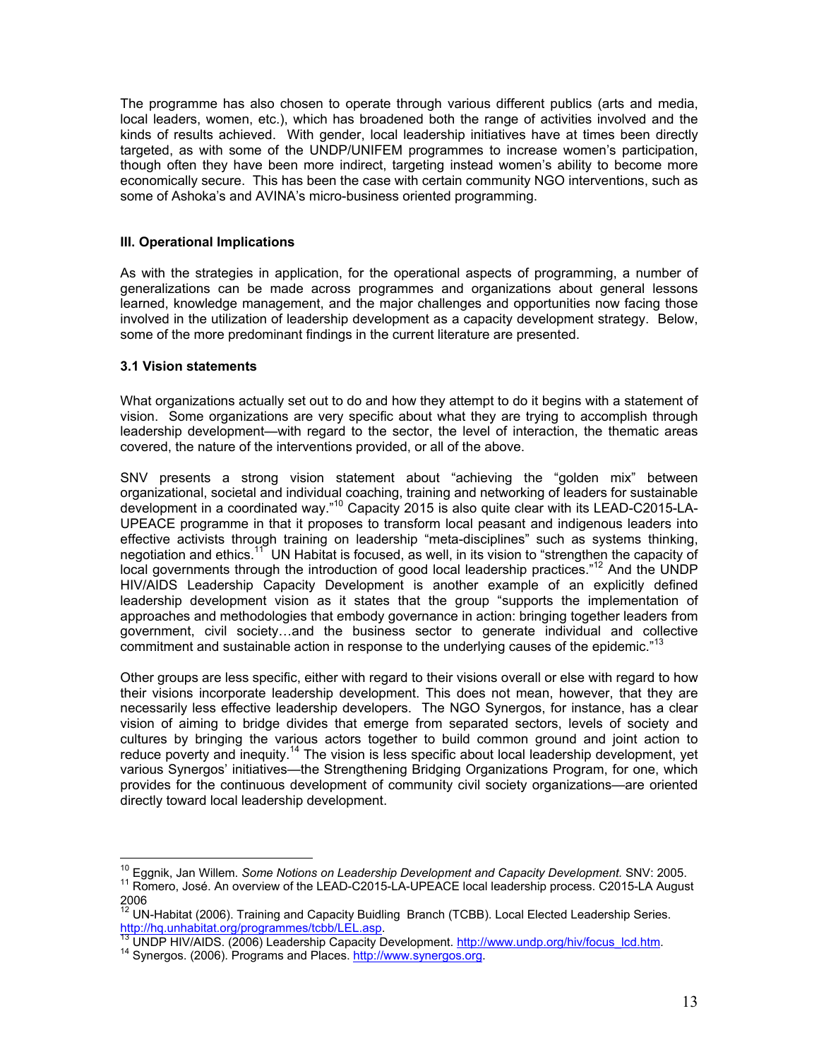The programme has also chosen to operate through various different publics (arts and media, local leaders, women, etc.), which has broadened both the range of activities involved and the kinds of results achieved. With gender, local leadership initiatives have at times been directly targeted, as with some of the UNDP/UNIFEM programmes to increase women's participation, though often they have been more indirect, targeting instead women's ability to become more economically secure. This has been the case with certain community NGO interventions, such as some of Ashoka's and AVINA's micro-business oriented programming.

## III. Operational Implications

As with the strategies in application, for the operational aspects of programming, a number of generalizations can be made across programmes and organizations about general lessons learned, knowledge management, and the major challenges and opportunities now facing those involved in the utilization of leadership development as a capacity development strategy. Below, some of the more predominant findings in the current literature are presented.

### 3.1 Vision statements

What organizations actually set out to do and how they attempt to do it begins with a statement of vision. Some organizations are very specific about what they are trying to accomplish through leadership development—with regard to the sector, the level of interaction, the thematic areas covered, the nature of the interventions provided, or all of the above.

SNV presents a strong vision statement about "achieving the "golden mix" between organizational, societal and individual coaching, training and networking of leaders for sustainable development in a coordinated way."[10] Capacity 2015 is also quite clear with its LEAD-C2015-LA-UPEACE programme in that it proposes to transform local peasant and indigenous leaders into effective activists through training on leadership "meta-disciplines" such as systems thinking, negotiation and ethics.[11] UN Habitat is focused, as well, in its vision to "strengthen the capacity of local governments through the introduction of good local leadership practices."[12] And the UNDP HIV/AIDS Leadership Capacity Development is another example of an explicitly defined leadership development vision as it states that the group "supports the implementation of approaches and methodologies that embody governance in action: bringing together leaders from government, civil society…and the business sector to generate individual and collective commitment and sustainable action in response to the underlying causes of the epidemic."[13]

Other groups are less specific, either with regard to their visions overall or else with regard to how their visions incorporate leadership development. This does not mean, however, that they are necessarily less effective leadership developers. The NGO Synergos, for instance, has a clear vision of aiming to bridge divides that emerge from separated sectors, levels of society and cultures by bringing the various actors together to build common ground and joint action to reduce poverty and inequity.[14] The vision is less specific about local leadership development, yet various Synergos' initiatives—the Strengthening Bridging Organizations Program, for one, which provides for the continuous development of community civil society organizations—are oriented directly toward local leadership development.

---

[10] Eggnik, Jan Willem. *Some Notions on Leadership Development and Capacity Development.* SNV: 2005.

[11] Romero, José. An overview of the LEAD-C2015-LA-UPEACE local leadership process. C2015-LA August 2006

[12] UN-Habitat (2006). Training and Capacity Buidling Branch (TCBB). Local Elected Leadership Series. http://hq.unhabitat.org/programmes/tcbb/LEL.asp.

[13] UNDP HIV/AIDS. (2006) Leadership Capacity Development. http://www.undp.org/hiv/focus_lcd.htm.

[14] Synergos. (2006). Programs and Places. http://www.synergos.org.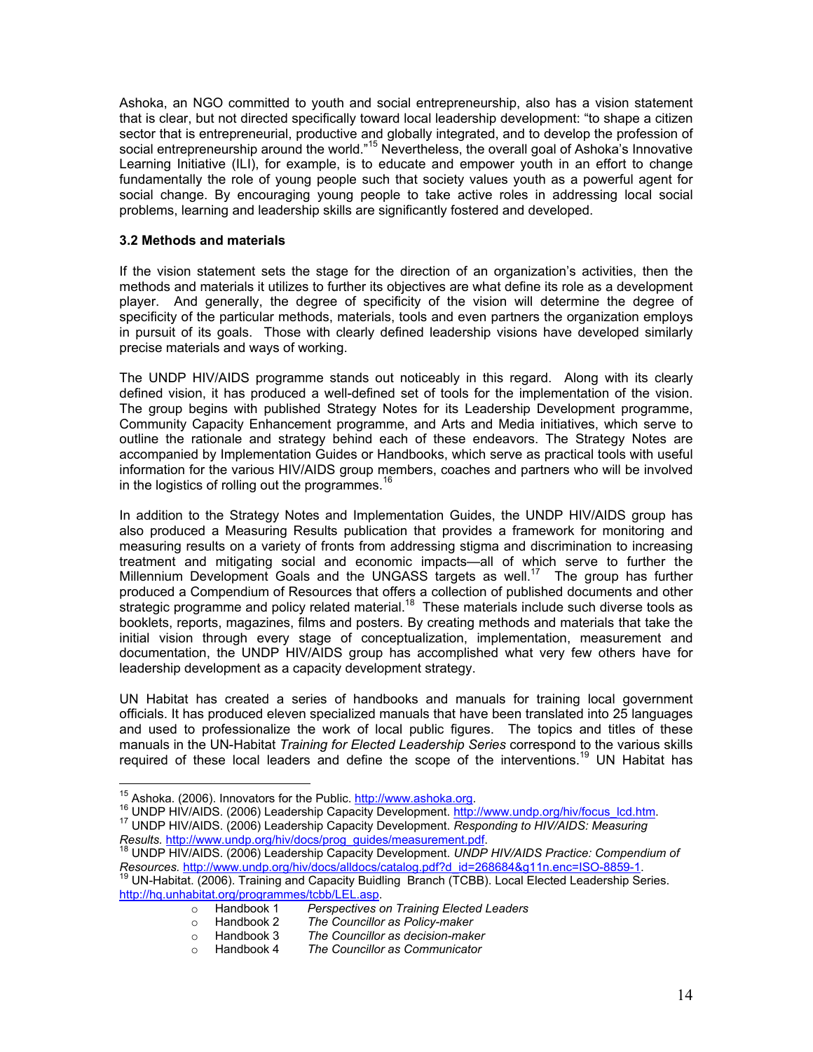Ashoka, an NGO committed to youth and social entrepreneurship, also has a vision statement that is clear, but not directed specifically toward local leadership development: "to shape a citizen sector that is entrepreneurial, productive and globally integrated, and to develop the profession of social entrepreneurship around the world."[15] Nevertheless, the overall goal of Ashoka's Innovative Learning Initiative (ILI), for example, is to educate and empower youth in an effort to change fundamentally the role of young people such that society values youth as a powerful agent for social change. By encouraging young people to take active roles in addressing local social problems, learning and leadership skills are significantly fostered and developed.

### 3.2 Methods and materials

If the vision statement sets the stage for the direction of an organization's activities, then the methods and materials it utilizes to further its objectives are what define its role as a development player. And generally, the degree of specificity of the vision will determine the degree of specificity of the particular methods, materials, tools and even partners the organization employs in pursuit of its goals. Those with clearly defined leadership visions have developed similarly precise materials and ways of working.

The UNDP HIV/AIDS programme stands out noticeably in this regard. Along with its clearly defined vision, it has produced a well-defined set of tools for the implementation of the vision. The group begins with published Strategy Notes for its Leadership Development programme, Community Capacity Enhancement programme, and Arts and Media initiatives, which serve to outline the rationale and strategy behind each of these endeavors. The Strategy Notes are accompanied by Implementation Guides or Handbooks, which serve as practical tools with useful information for the various HIV/AIDS group members, coaches and partners who will be involved in the logistics of rolling out the programmes.[16]

In addition to the Strategy Notes and Implementation Guides, the UNDP HIV/AIDS group has also produced a Measuring Results publication that provides a framework for monitoring and measuring results on a variety of fronts from addressing stigma and discrimination to increasing treatment and mitigating social and economic impacts—all of which serve to further the Millennium Development Goals and the UNGASS targets as well.[17] The group has further produced a Compendium of Resources that offers a collection of published documents and other strategic programme and policy related material.[18] These materials include such diverse tools as booklets, reports, magazines, films and posters. By creating methods and materials that take the initial vision through every stage of conceptualization, implementation, measurement and documentation, the UNDP HIV/AIDS group has accomplished what very few others have for leadership development as a capacity development strategy.

UN Habitat has created a series of handbooks and manuals for training local government officials. It has produced eleven specialized manuals that have been translated into 25 languages and used to professionalize the work of local public figures. The topics and titles of these manuals in the UN-Habitat *Training for Elected Leadership Series* correspond to the various skills required of these local leaders and define the scope of the interventions.[19] UN Habitat has

---

[15] Ashoka. (2006). Innovators for the Public. http://www.ashoka.org.

[16] UNDP HIV/AIDS. (2006) Leadership Capacity Development. http://www.undp.org/hiv/focus_lcd.htm.

[17] UNDP HIV/AIDS. (2006) Leadership Capacity Development. *Responding to HIV/AIDS: Measuring Results.* http://www.undp.org/hiv/docs/prog_guides/measurement.pdf.

[18] UNDP HIV/AIDS. (2006) Leadership Capacity Development. *UNDP HIV/AIDS Practice: Compendium of Resources.* http://www.undp.org/hiv/docs/alldocs/catalog.pdf?d_id=268684&g11n.enc=ISO-8859-1.

[19] UN-Habitat. (2006). Training and Capacity Buidling Branch (TCBB). Local Elected Leadership Series. http://hq.unhabitat.org/programmes/tcbb/LEL.asp.

- Handbook 1 *Perspectives on Training Elected Leaders*
- Handbook 2 *The Councillor as Policy-maker*
- Handbook 3 *The Councillor as decision-maker*
- Handbook 4 *The Councillor as Communicator*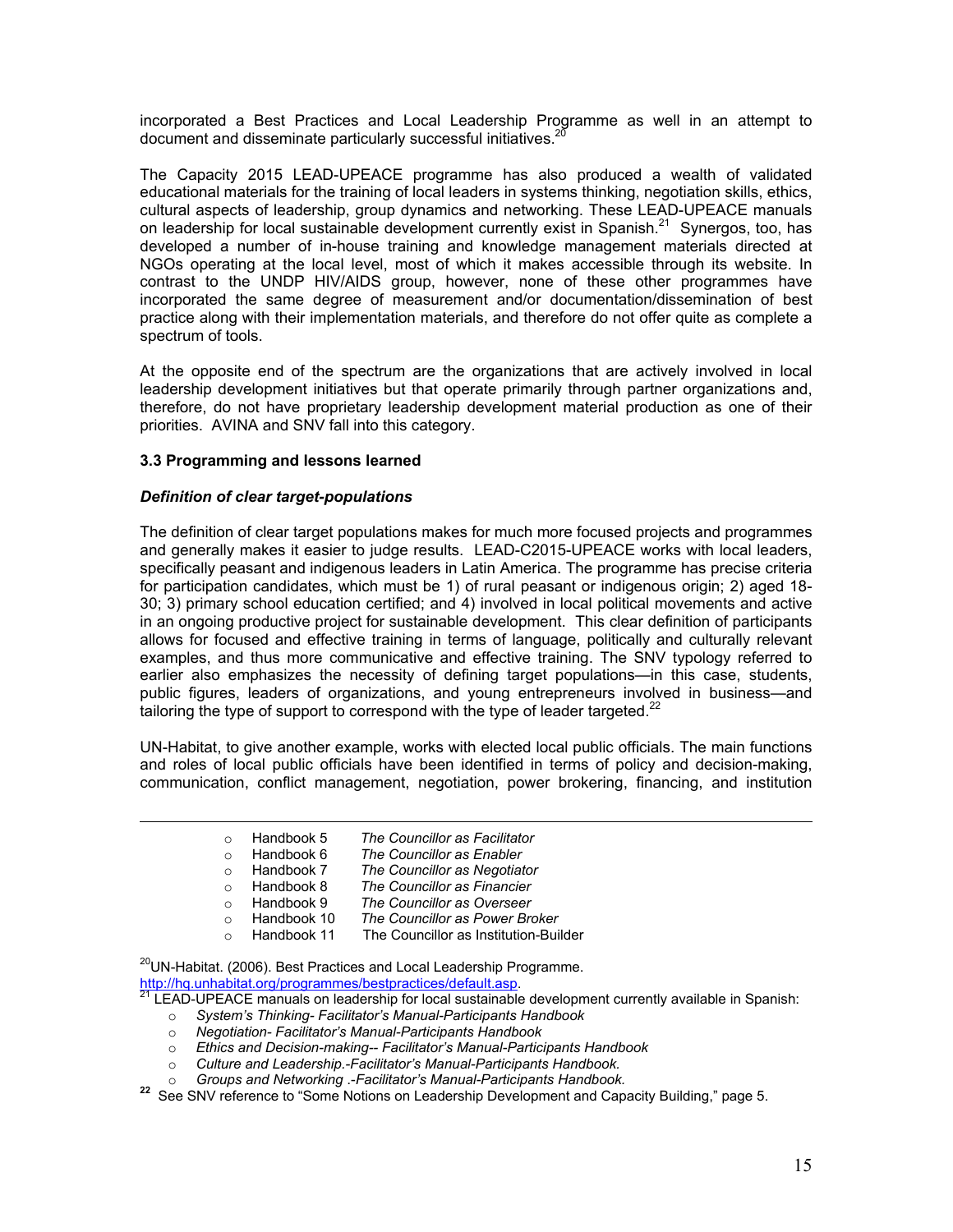incorporated a Best Practices and Local Leadership Programme as well in an attempt to document and disseminate particularly successful initiatives.[20]

The Capacity 2015 LEAD-UPEACE programme has also produced a wealth of validated educational materials for the training of local leaders in systems thinking, negotiation skills, ethics, cultural aspects of leadership, group dynamics and networking. These LEAD-UPEACE manuals on leadership for local sustainable development currently exist in Spanish.[21] Synergos, too, has developed a number of in-house training and knowledge management materials directed at NGOs operating at the local level, most of which it makes accessible through its website. In contrast to the UNDP HIV/AIDS group, however, none of these other programmes have incorporated the same degree of measurement and/or documentation/dissemination of best practice along with their implementation materials, and therefore do not offer quite as complete a spectrum of tools.

At the opposite end of the spectrum are the organizations that are actively involved in local leadership development initiatives but that operate primarily through partner organizations and, therefore, do not have proprietary leadership development material production as one of their priorities. AVINA and SNV fall into this category.

### 3.3 Programming and lessons learned

#### *Definition of clear target-populations*

The definition of clear target populations makes for much more focused projects and programmes and generally makes it easier to judge results. LEAD-C2015-UPEACE works with local leaders, specifically peasant and indigenous leaders in Latin America. The programme has precise criteria for participation candidates, which must be 1) of rural peasant or indigenous origin; 2) aged 18-30; 3) primary school education certified; and 4) involved in local political movements and active in an ongoing productive project for sustainable development. This clear definition of participants allows for focused and effective training in terms of language, politically and culturally relevant examples, and thus more communicative and effective training. The SNV typology referred to earlier also emphasizes the necessity of defining target populations—in this case, students, public figures, leaders of organizations, and young entrepreneurs involved in business—and tailoring the type of support to correspond with the type of leader targeted.[22]

UN-Habitat, to give another example, works with elected local public officials. The main functions and roles of local public officials have been identified in terms of policy and decision-making, communication, conflict management, negotiation, power brokering, financing, and institution

---

- Handbook 5 *The Councillor as Facilitator*
- Handbook 6 *The Councillor as Enabler*
- Handbook 7 *The Councillor as Negotiator*
- Handbook 8 *The Councillor as Financier*
- Handbook 9 *The Councillor as Overseer*
- Handbook 10 *The Councillor as Power Broker*
- Handbook 11 The Councillor as Institution-Builder

[20] UN-Habitat. (2006). Best Practices and Local Leadership Programme. http://hq.unhabitat.org/programmes/bestpractices/default.asp.

[21] LEAD-UPEACE manuals on leadership for local sustainable development currently available in Spanish:
- *System's Thinking- Facilitator's Manual-Participants Handbook*
- *Negotiation- Facilitator's Manual-Participants Handbook*
- *Ethics and Decision-making-- Facilitator's Manual-Participants Handbook*
- *Culture and Leadership.-Facilitator's Manual-Participants Handbook.*
- *Groups and Networking .-Facilitator's Manual-Participants Handbook.*

[22] See SNV reference to "Some Notions on Leadership Development and Capacity Building," page 5.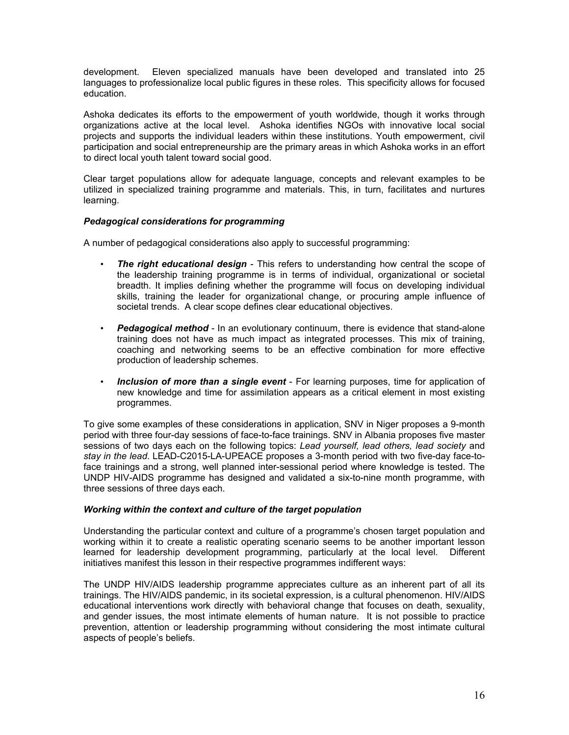development. Eleven specialized manuals have been developed and translated into 25 languages to professionalize local public figures in these roles. This specificity allows for focused education.

Ashoka dedicates its efforts to the empowerment of youth worldwide, though it works through organizations active at the local level. Ashoka identifies NGOs with innovative local social projects and supports the individual leaders within these institutions. Youth empowerment, civil participation and social entrepreneurship are the primary areas in which Ashoka works in an effort to direct local youth talent toward social good.

Clear target populations allow for adequate language, concepts and relevant examples to be utilized in specialized training programme and materials. This, in turn, facilitates and nurtures learning.

***Pedagogical considerations for programming***

A number of pedagogical considerations also apply to successful programming:

- ***The right educational design*** - This refers to understanding how central the scope of the leadership training programme is in terms of individual, organizational or societal breadth. It implies defining whether the programme will focus on developing individual skills, training the leader for organizational change, or procuring ample influence of societal trends. A clear scope defines clear educational objectives.

- ***Pedagogical method*** - In an evolutionary continuum, there is evidence that stand-alone training does not have as much impact as integrated processes. This mix of training, coaching and networking seems to be an effective combination for more effective production of leadership schemes.

- ***Inclusion of more than a single event*** - For learning purposes, time for application of new knowledge and time for assimilation appears as a critical element in most existing programmes.

To give some examples of these considerations in application, SNV in Niger proposes a 9-month period with three four-day sessions of face-to-face trainings. SNV in Albania proposes five master sessions of two days each on the following topics: *Lead yourself, lead others, lead society* and *stay in the lead*. LEAD-C2015-LA-UPEACE proposes a 3-month period with two five-day face-to-face trainings and a strong, well planned inter-sessional period where knowledge is tested. The UNDP HIV-AIDS programme has designed and validated a six-to-nine month programme, with three sessions of three days each.

***Working within the context and culture of the target population***

Understanding the particular context and culture of a programme's chosen target population and working within it to create a realistic operating scenario seems to be another important lesson learned for leadership development programming, particularly at the local level. Different initiatives manifest this lesson in their respective programmes indifferent ways:

The UNDP HIV/AIDS leadership programme appreciates culture as an inherent part of all its trainings. The HIV/AIDS pandemic, in its societal expression, is a cultural phenomenon. HIV/AIDS educational interventions work directly with behavioral change that focuses on death, sexuality, and gender issues, the most intimate elements of human nature. It is not possible to practice prevention, attention or leadership programming without considering the most intimate cultural aspects of people's beliefs.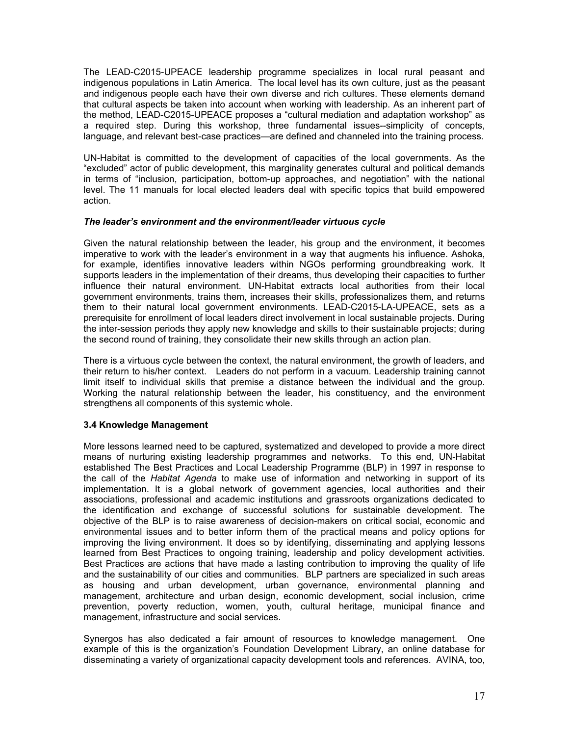The LEAD-C2015-UPEACE leadership programme specializes in local rural peasant and indigenous populations in Latin America. The local level has its own culture, just as the peasant and indigenous people each have their own diverse and rich cultures. These elements demand that cultural aspects be taken into account when working with leadership. As an inherent part of the method, LEAD-C2015-UPEACE proposes a "cultural mediation and adaptation workshop" as a required step. During this workshop, three fundamental issues--simplicity of concepts, language, and relevant best-case practices—are defined and channeled into the training process.

UN-Habitat is committed to the development of capacities of the local governments. As the "excluded" actor of public development, this marginality generates cultural and political demands in terms of "inclusion, participation, bottom-up approaches, and negotiation" with the national level. The 11 manuals for local elected leaders deal with specific topics that build empowered action.

***The leader's environment and the environment/leader virtuous cycle***

Given the natural relationship between the leader, his group and the environment, it becomes imperative to work with the leader's environment in a way that augments his influence. Ashoka, for example, identifies innovative leaders within NGOs performing groundbreaking work. It supports leaders in the implementation of their dreams, thus developing their capacities to further influence their natural environment. UN-Habitat extracts local authorities from their local government environments, trains them, increases their skills, professionalizes them, and returns them to their natural local government environments. LEAD-C2015-LA-UPEACE, sets as a prerequisite for enrollment of local leaders direct involvement in local sustainable projects. During the inter-session periods they apply new knowledge and skills to their sustainable projects; during the second round of training, they consolidate their new skills through an action plan.

There is a virtuous cycle between the context, the natural environment, the growth of leaders, and their return to his/her context. Leaders do not perform in a vacuum. Leadership training cannot limit itself to individual skills that premise a distance between the individual and the group. Working the natural relationship between the leader, his constituency, and the environment strengthens all components of this systemic whole.

**3.4 Knowledge Management**

More lessons learned need to be captured, systematized and developed to provide a more direct means of nurturing existing leadership programmes and networks. To this end, UN-Habitat established The Best Practices and Local Leadership Programme (BLP) in 1997 in response to the call of the *Habitat Agenda* to make use of information and networking in support of its implementation. It is a global network of government agencies, local authorities and their associations, professional and academic institutions and grassroots organizations dedicated to the identification and exchange of successful solutions for sustainable development. The objective of the BLP is to raise awareness of decision-makers on critical social, economic and environmental issues and to better inform them of the practical means and policy options for improving the living environment. It does so by identifying, disseminating and applying lessons learned from Best Practices to ongoing training, leadership and policy development activities. Best Practices are actions that have made a lasting contribution to improving the quality of life and the sustainability of our cities and communities. BLP partners are specialized in such areas as housing and urban development, urban governance, environmental planning and management, architecture and urban design, economic development, social inclusion, crime prevention, poverty reduction, women, youth, cultural heritage, municipal finance and management, infrastructure and social services.

Synergos has also dedicated a fair amount of resources to knowledge management. One example of this is the organization's Foundation Development Library, an online database for disseminating a variety of organizational capacity development tools and references. AVINA, too,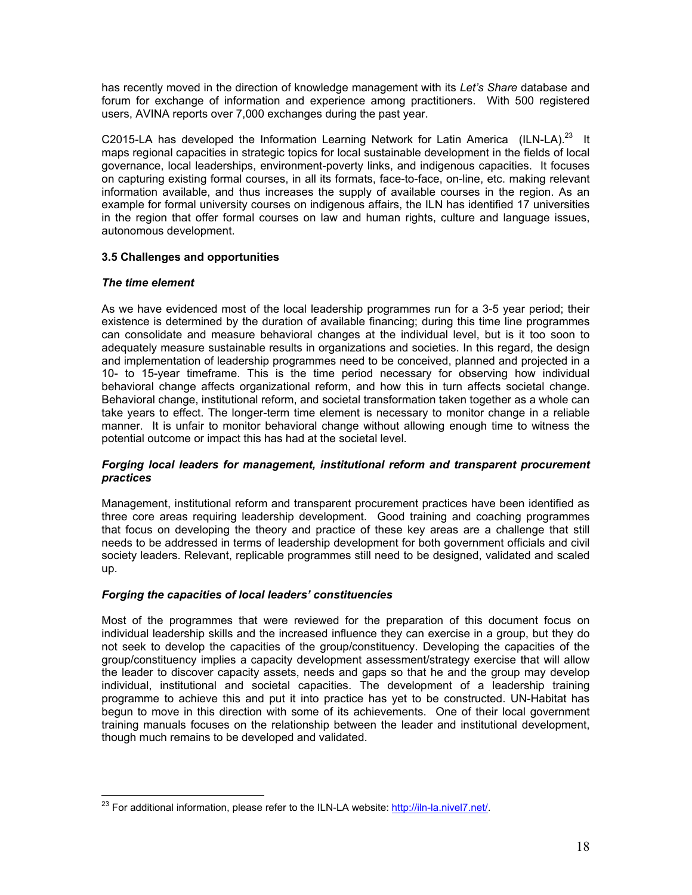has recently moved in the direction of knowledge management with its *Let's Share* database and forum for exchange of information and experience among practitioners. With 500 registered users, AVINA reports over 7,000 exchanges during the past year.

C2015-LA has developed the Information Learning Network for Latin America (ILN-LA).[23] It maps regional capacities in strategic topics for local sustainable development in the fields of local governance, local leaderships, environment-poverty links, and indigenous capacities. It focuses on capturing existing formal courses, in all its formats, face-to-face, on-line, etc. making relevant information available, and thus increases the supply of available courses in the region. As an example for formal university courses on indigenous affairs, the ILN has identified 17 universities in the region that offer formal courses on law and human rights, culture and language issues, autonomous development.

### 3.5 Challenges and opportunities

#### *The time element*

As we have evidenced most of the local leadership programmes run for a 3-5 year period; their existence is determined by the duration of available financing; during this time line programmes can consolidate and measure behavioral changes at the individual level, but is it too soon to adequately measure sustainable results in organizations and societies. In this regard, the design and implementation of leadership programmes need to be conceived, planned and projected in a 10- to 15-year timeframe. This is the time period necessary for observing how individual behavioral change affects organizational reform, and how this in turn affects societal change. Behavioral change, institutional reform, and societal transformation taken together as a whole can take years to effect. The longer-term time element is necessary to monitor change in a reliable manner. It is unfair to monitor behavioral change without allowing enough time to witness the potential outcome or impact this has had at the societal level.

#### *Forging local leaders for management, institutional reform and transparent procurement practices*

Management, institutional reform and transparent procurement practices have been identified as three core areas requiring leadership development. Good training and coaching programmes that focus on developing the theory and practice of these key areas are a challenge that still needs to be addressed in terms of leadership development for both government officials and civil society leaders. Relevant, replicable programmes still need to be designed, validated and scaled up.

#### *Forging the capacities of local leaders' constituencies*

Most of the programmes that were reviewed for the preparation of this document focus on individual leadership skills and the increased influence they can exercise in a group, but they do not seek to develop the capacities of the group/constituency. Developing the capacities of the group/constituency implies a capacity development assessment/strategy exercise that will allow the leader to discover capacity assets, needs and gaps so that he and the group may develop individual, institutional and societal capacities. The development of a leadership training programme to achieve this and put it into practice has yet to be constructed. UN-Habitat has begun to move in this direction with some of its achievements. One of their local government training manuals focuses on the relationship between the leader and institutional development, though much remains to be developed and validated.

[23] For additional information, please refer to the ILN-LA website: http://iln-la.nivel7.net/.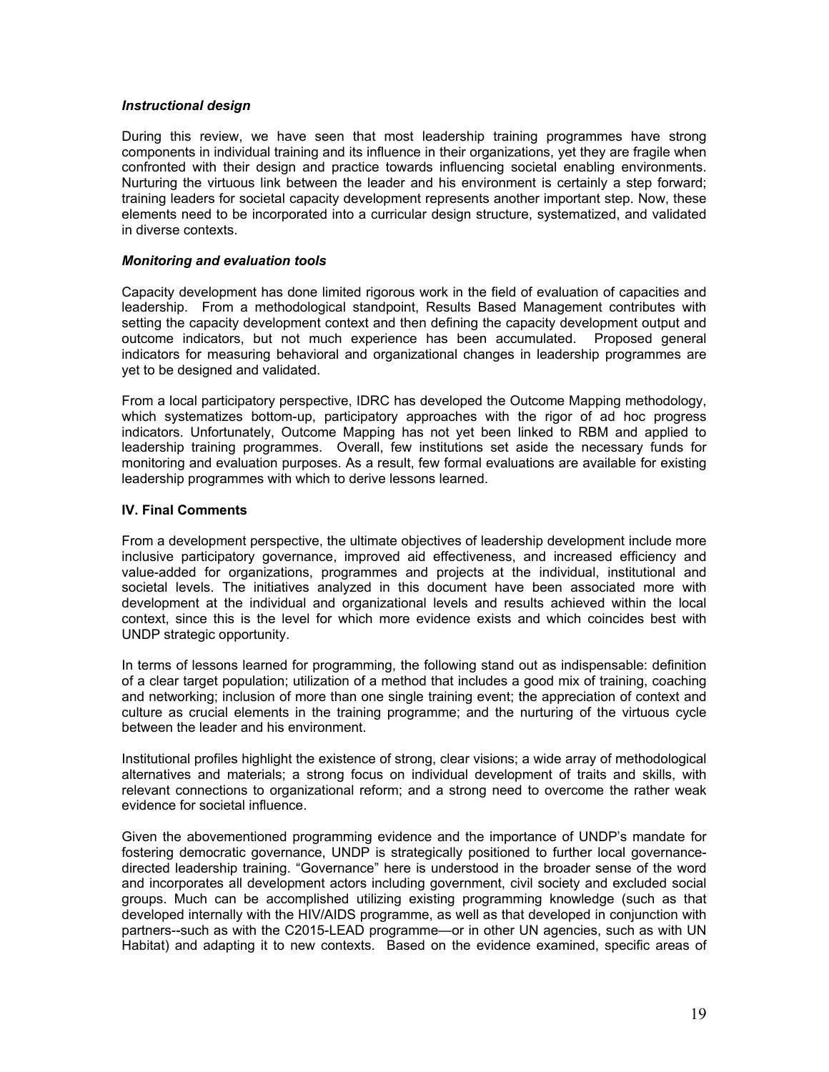### *Instructional design*

During this review, we have seen that most leadership training programmes have strong components in individual training and its influence in their organizations, yet they are fragile when confronted with their design and practice towards influencing societal enabling environments. Nurturing the virtuous link between the leader and his environment is certainly a step forward; training leaders for societal capacity development represents another important step. Now, these elements need to be incorporated into a curricular design structure, systematized, and validated in diverse contexts.

### *Monitoring and evaluation tools*

Capacity development has done limited rigorous work in the field of evaluation of capacities and leadership. From a methodological standpoint, Results Based Management contributes with setting the capacity development context and then defining the capacity development output and outcome indicators, but not much experience has been accumulated. Proposed general indicators for measuring behavioral and organizational changes in leadership programmes are yet to be designed and validated.

From a local participatory perspective, IDRC has developed the Outcome Mapping methodology, which systematizes bottom-up, participatory approaches with the rigor of ad hoc progress indicators. Unfortunately, Outcome Mapping has not yet been linked to RBM and applied to leadership training programmes. Overall, few institutions set aside the necessary funds for monitoring and evaluation purposes. As a result, few formal evaluations are available for existing leadership programmes with which to derive lessons learned.

## IV. Final Comments

From a development perspective, the ultimate objectives of leadership development include more inclusive participatory governance, improved aid effectiveness, and increased efficiency and value-added for organizations, programmes and projects at the individual, institutional and societal levels. The initiatives analyzed in this document have been associated more with development at the individual and organizational levels and results achieved within the local context, since this is the level for which more evidence exists and which coincides best with UNDP strategic opportunity.

In terms of lessons learned for programming, the following stand out as indispensable: definition of a clear target population; utilization of a method that includes a good mix of training, coaching and networking; inclusion of more than one single training event; the appreciation of context and culture as crucial elements in the training programme; and the nurturing of the virtuous cycle between the leader and his environment.

Institutional profiles highlight the existence of strong, clear visions; a wide array of methodological alternatives and materials; a strong focus on individual development of traits and skills, with relevant connections to organizational reform; and a strong need to overcome the rather weak evidence for societal influence.

Given the abovementioned programming evidence and the importance of UNDP's mandate for fostering democratic governance, UNDP is strategically positioned to further local governance-directed leadership training. "Governance" here is understood in the broader sense of the word and incorporates all development actors including government, civil society and excluded social groups. Much can be accomplished utilizing existing programming knowledge (such as that developed internally with the HIV/AIDS programme, as well as that developed in conjunction with partners--such as with the C2015-LEAD programme—or in other UN agencies, such as with UN Habitat) and adapting it to new contexts. Based on the evidence examined, specific areas of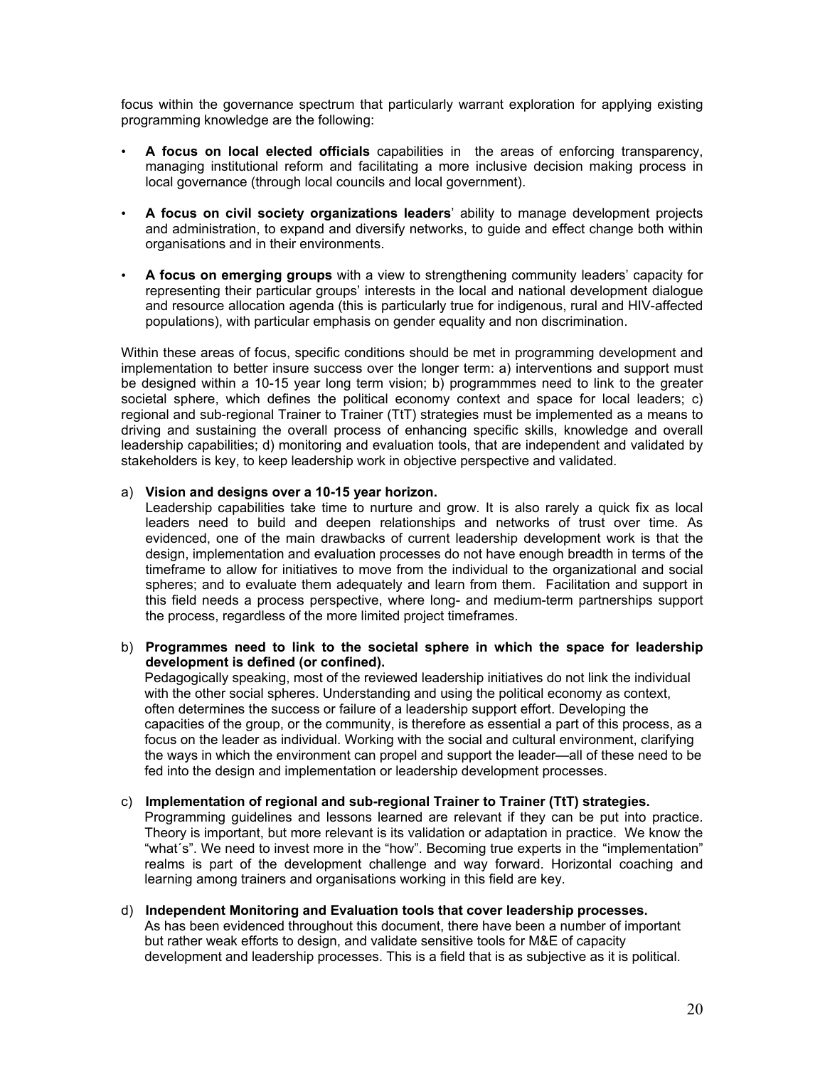focus within the governance spectrum that particularly warrant exploration for applying existing programming knowledge are the following:

- **A focus on local elected officials** capabilities in the areas of enforcing transparency, managing institutional reform and facilitating a more inclusive decision making process in local governance (through local councils and local government).
- **A focus on civil society organizations leaders**' ability to manage development projects and administration, to expand and diversify networks, to guide and effect change both within organisations and in their environments.
- **A focus on emerging groups** with a view to strengthening community leaders' capacity for representing their particular groups' interests in the local and national development dialogue and resource allocation agenda (this is particularly true for indigenous, rural and HIV-affected populations), with particular emphasis on gender equality and non discrimination.

Within these areas of focus, specific conditions should be met in programming development and implementation to better insure success over the longer term: a) interventions and support must be designed within a 10-15 year long term vision; b) programmmes need to link to the greater societal sphere, which defines the political economy context and space for local leaders; c) regional and sub-regional Trainer to Trainer (TtT) strategies must be implemented as a means to driving and sustaining the overall process of enhancing specific skills, knowledge and overall leadership capabilities; d) monitoring and evaluation tools, that are independent and validated by stakeholders is key, to keep leadership work in objective perspective and validated.

a) **Vision and designs over a 10-15 year horizon.**
Leadership capabilities take time to nurture and grow. It is also rarely a quick fix as local leaders need to build and deepen relationships and networks of trust over time. As evidenced, one of the main drawbacks of current leadership development work is that the design, implementation and evaluation processes do not have enough breadth in terms of the timeframe to allow for initiatives to move from the individual to the organizational and social spheres; and to evaluate them adequately and learn from them. Facilitation and support in this field needs a process perspective, where long- and medium-term partnerships support the process, regardless of the more limited project timeframes.

b) **Programmes need to link to the societal sphere in which the space for leadership development is defined (or confined).**
Pedagogically speaking, most of the reviewed leadership initiatives do not link the individual with the other social spheres. Understanding and using the political economy as context, often determines the success or failure of a leadership support effort. Developing the capacities of the group, or the community, is therefore as essential a part of this process, as a focus on the leader as individual. Working with the social and cultural environment, clarifying the ways in which the environment can propel and support the leader—all of these need to be fed into the design and implementation or leadership development processes.

c) **Implementation of regional and sub-regional Trainer to Trainer (TtT) strategies.**
Programming guidelines and lessons learned are relevant if they can be put into practice. Theory is important, but more relevant is its validation or adaptation in practice. We know the "what´s". We need to invest more in the "how". Becoming true experts in the "implementation" realms is part of the development challenge and way forward. Horizontal coaching and learning among trainers and organisations working in this field are key.

d) **Independent Monitoring and Evaluation tools that cover leadership processes.**
As has been evidenced throughout this document, there have been a number of important but rather weak efforts to design, and validate sensitive tools for M&E of capacity development and leadership processes. This is a field that is as subjective as it is political.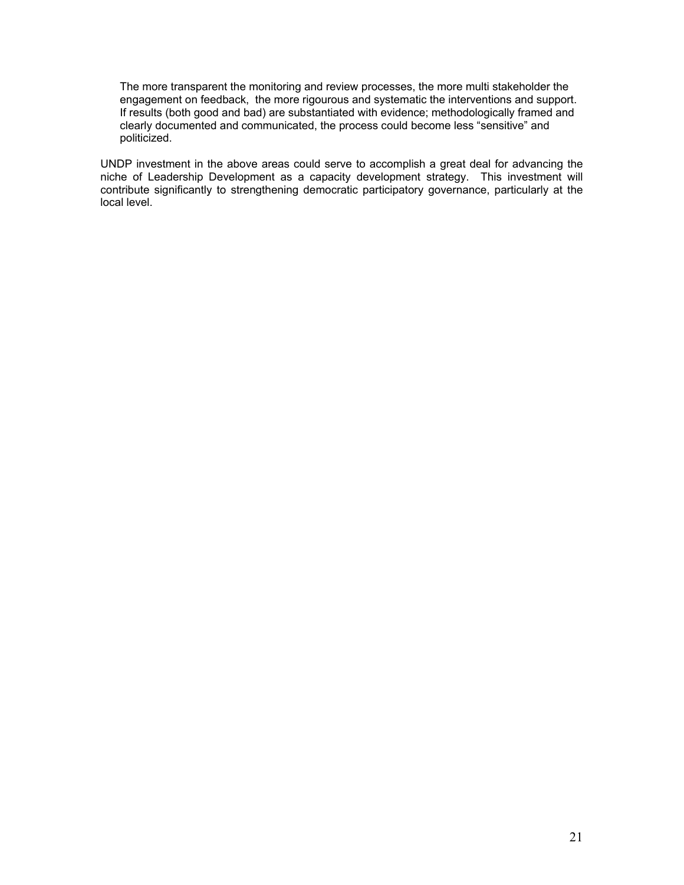The more transparent the monitoring and review processes, the more multi stakeholder the engagement on feedback, the more rigourous and systematic the interventions and support. If results (both good and bad) are substantiated with evidence; methodologically framed and clearly documented and communicated, the process could become less "sensitive" and politicized.

UNDP investment in the above areas could serve to accomplish a great deal for advancing the niche of Leadership Development as a capacity development strategy. This investment will contribute significantly to strengthening democratic participatory governance, particularly at the local level.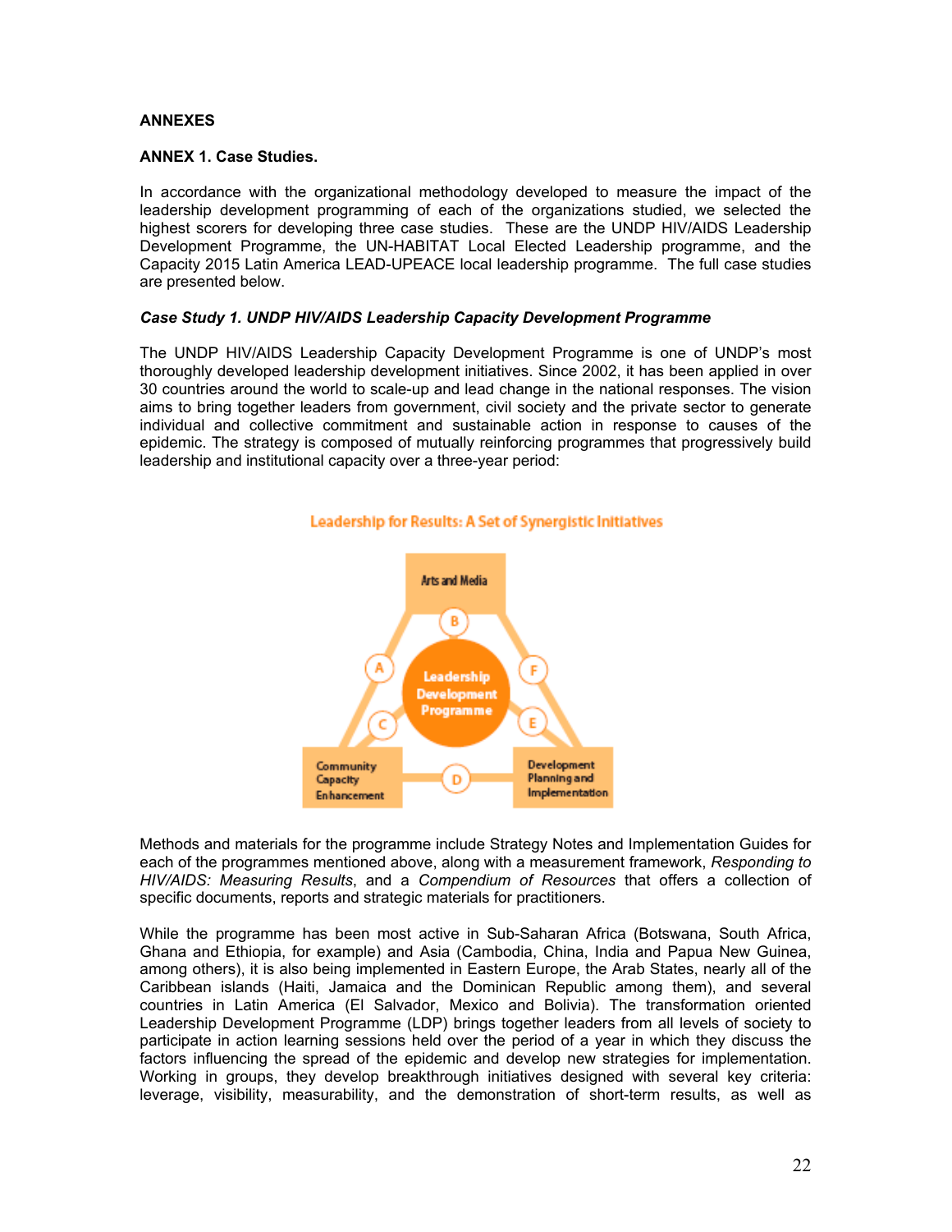**ANNEXES**

**ANNEX 1. Case Studies.**

In accordance with the organizational methodology developed to measure the impact of the leadership development programming of each of the organizations studied, we selected the highest scorers for developing three case studies. These are the UNDP HIV/AIDS Leadership Development Programme, the UN-HABITAT Local Elected Leadership programme, and the Capacity 2015 Latin America LEAD-UPEACE local leadership programme. The full case studies are presented below.

***Case Study 1. UNDP HIV/AIDS Leadership Capacity Development Programme***

The UNDP HIV/AIDS Leadership Capacity Development Programme is one of UNDP's most thoroughly developed leadership development initiatives. Since 2002, it has been applied in over 30 countries around the world to scale-up and lead change in the national responses. The vision aims to bring together leaders from government, civil society and the private sector to generate individual and collective commitment and sustainable action in response to causes of the epidemic. The strategy is composed of mutually reinforcing programmes that progressively build leadership and institutional capacity over a three-year period:

Leadership for Results: A Set of Synergistic Initiatives

Arts and Media

Leadership Development Programme

Community Capacity Enhancement

Development Planning and Implementation

A B C D E F

Methods and materials for the programme include Strategy Notes and Implementation Guides for each of the programmes mentioned above, along with a measurement framework, *Responding to HIV/AIDS: Measuring Results*, and a *Compendium of Resources* that offers a collection of specific documents, reports and strategic materials for practitioners.

While the programme has been most active in Sub-Saharan Africa (Botswana, South Africa, Ghana and Ethiopia, for example) and Asia (Cambodia, China, India and Papua New Guinea, among others), it is also being implemented in Eastern Europe, the Arab States, nearly all of the Caribbean islands (Haiti, Jamaica and the Dominican Republic among them), and several countries in Latin America (El Salvador, Mexico and Bolivia). The transformation oriented Leadership Development Programme (LDP) brings together leaders from all levels of society to participate in action learning sessions held over the period of a year in which they discuss the factors influencing the spread of the epidemic and develop new strategies for implementation. Working in groups, they develop breakthrough initiatives designed with several key criteria: leverage, visibility, measurability, and the demonstration of short-term results, as well as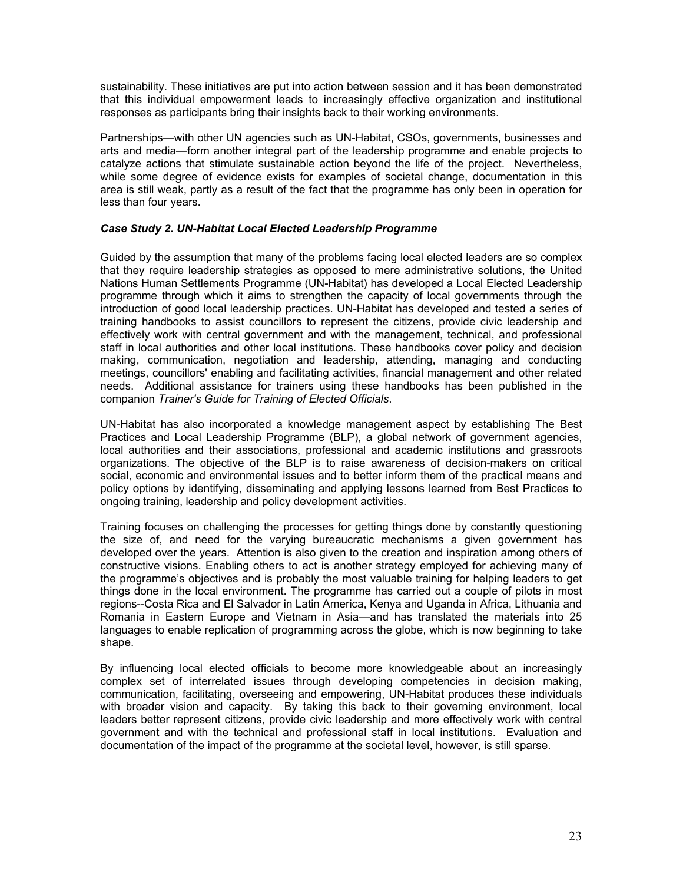sustainability. These initiatives are put into action between session and it has been demonstrated that this individual empowerment leads to increasingly effective organization and institutional responses as participants bring their insights back to their working environments.

Partnerships—with other UN agencies such as UN-Habitat, CSOs, governments, businesses and arts and media—form another integral part of the leadership programme and enable projects to catalyze actions that stimulate sustainable action beyond the life of the project. Nevertheless, while some degree of evidence exists for examples of societal change, documentation in this area is still weak, partly as a result of the fact that the programme has only been in operation for less than four years.

***Case Study 2. UN-Habitat Local Elected Leadership Programme***

Guided by the assumption that many of the problems facing local elected leaders are so complex that they require leadership strategies as opposed to mere administrative solutions, the United Nations Human Settlements Programme (UN-Habitat) has developed a Local Elected Leadership programme through which it aims to strengthen the capacity of local governments through the introduction of good local leadership practices. UN-Habitat has developed and tested a series of training handbooks to assist councillors to represent the citizens, provide civic leadership and effectively work with central government and with the management, technical, and professional staff in local authorities and other local institutions. These handbooks cover policy and decision making, communication, negotiation and leadership, attending, managing and conducting meetings, councillors' enabling and facilitating activities, financial management and other related needs. Additional assistance for trainers using these handbooks has been published in the companion *Trainer's Guide for Training of Elected Officials*.

UN-Habitat has also incorporated a knowledge management aspect by establishing The Best Practices and Local Leadership Programme (BLP), a global network of government agencies, local authorities and their associations, professional and academic institutions and grassroots organizations. The objective of the BLP is to raise awareness of decision-makers on critical social, economic and environmental issues and to better inform them of the practical means and policy options by identifying, disseminating and applying lessons learned from Best Practices to ongoing training, leadership and policy development activities.

Training focuses on challenging the processes for getting things done by constantly questioning the size of, and need for the varying bureaucratic mechanisms a given government has developed over the years. Attention is also given to the creation and inspiration among others of constructive visions. Enabling others to act is another strategy employed for achieving many of the programme's objectives and is probably the most valuable training for helping leaders to get things done in the local environment. The programme has carried out a couple of pilots in most regions--Costa Rica and El Salvador in Latin America, Kenya and Uganda in Africa, Lithuania and Romania in Eastern Europe and Vietnam in Asia—and has translated the materials into 25 languages to enable replication of programming across the globe, which is now beginning to take shape.

By influencing local elected officials to become more knowledgeable about an increasingly complex set of interrelated issues through developing competencies in decision making, communication, facilitating, overseeing and empowering, UN-Habitat produces these individuals with broader vision and capacity. By taking this back to their governing environment, local leaders better represent citizens, provide civic leadership and more effectively work with central government and with the technical and professional staff in local institutions. Evaluation and documentation of the impact of the programme at the societal level, however, is still sparse.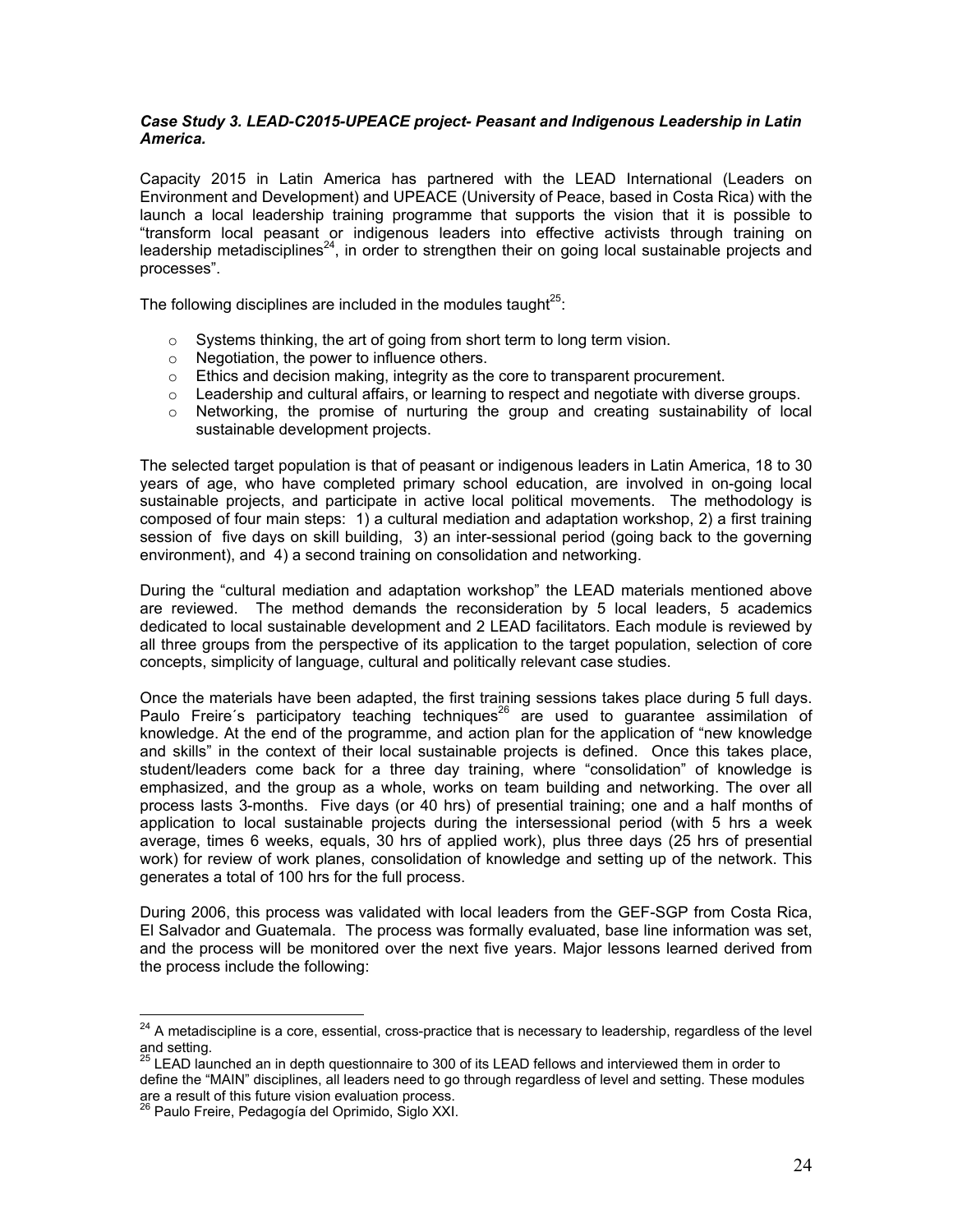***Case Study 3. LEAD-C2015-UPEACE project- Peasant and Indigenous Leadership in Latin America.***

Capacity 2015 in Latin America has partnered with the LEAD International (Leaders on Environment and Development) and UPEACE (University of Peace, based in Costa Rica) with the launch a local leadership training programme that supports the vision that it is possible to "transform local peasant or indigenous leaders into effective activists through training on leadership metadisciplines[24], in order to strengthen their on going local sustainable projects and processes".

The following disciplines are included in the modules taught[25]:

- Systems thinking, the art of going from short term to long term vision.
- Negotiation, the power to influence others.
- Ethics and decision making, integrity as the core to transparent procurement.
- Leadership and cultural affairs, or learning to respect and negotiate with diverse groups.
- Networking, the promise of nurturing the group and creating sustainability of local sustainable development projects.

The selected target population is that of peasant or indigenous leaders in Latin America, 18 to 30 years of age, who have completed primary school education, are involved in on-going local sustainable projects, and participate in active local political movements. The methodology is composed of four main steps: 1) a cultural mediation and adaptation workshop, 2) a first training session of five days on skill building, 3) an inter-sessional period (going back to the governing environment), and 4) a second training on consolidation and networking.

During the "cultural mediation and adaptation workshop" the LEAD materials mentioned above are reviewed. The method demands the reconsideration by 5 local leaders, 5 academics dedicated to local sustainable development and 2 LEAD facilitators. Each module is reviewed by all three groups from the perspective of its application to the target population, selection of core concepts, simplicity of language, cultural and politically relevant case studies.

Once the materials have been adapted, the first training sessions takes place during 5 full days. Paulo Freire´s participatory teaching techniques[26] are used to guarantee assimilation of knowledge. At the end of the programme, and action plan for the application of "new knowledge and skills" in the context of their local sustainable projects is defined. Once this takes place, student/leaders come back for a three day training, where "consolidation" of knowledge is emphasized, and the group as a whole, works on team building and networking. The over all process lasts 3-months. Five days (or 40 hrs) of presential training; one and a half months of application to local sustainable projects during the intersessional period (with 5 hrs a week average, times 6 weeks, equals, 30 hrs of applied work), plus three days (25 hrs of presential work) for review of work planes, consolidation of knowledge and setting up of the network. This generates a total of 100 hrs for the full process.

During 2006, this process was validated with local leaders from the GEF-SGP from Costa Rica, El Salvador and Guatemala. The process was formally evaluated, base line information was set, and the process will be monitored over the next five years. Major lessons learned derived from the process include the following:

---

[24] A metadiscipline is a core, essential, cross-practice that is necessary to leadership, regardless of the level and setting.

[25] LEAD launched an in depth questionnaire to 300 of its LEAD fellows and interviewed them in order to define the "MAIN" disciplines, all leaders need to go through regardless of level and setting. These modules are a result of this future vision evaluation process.

[26] Paulo Freire, Pedagogía del Oprimido, Siglo XXI.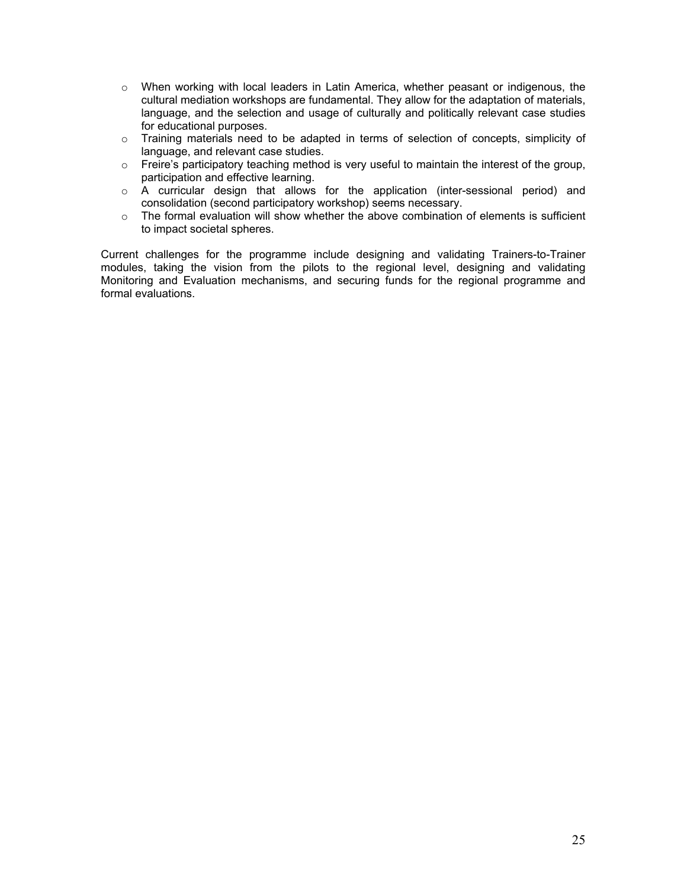- When working with local leaders in Latin America, whether peasant or indigenous, the cultural mediation workshops are fundamental. They allow for the adaptation of materials, language, and the selection and usage of culturally and politically relevant case studies for educational purposes.
- Training materials need to be adapted in terms of selection of concepts, simplicity of language, and relevant case studies.
- Freire's participatory teaching method is very useful to maintain the interest of the group, participation and effective learning.
- A curricular design that allows for the application (inter-sessional period) and consolidation (second participatory workshop) seems necessary.
- The formal evaluation will show whether the above combination of elements is sufficient to impact societal spheres.

Current challenges for the programme include designing and validating Trainers-to-Trainer modules, taking the vision from the pilots to the regional level, designing and validating Monitoring and Evaluation mechanisms, and securing funds for the regional programme and formal evaluations.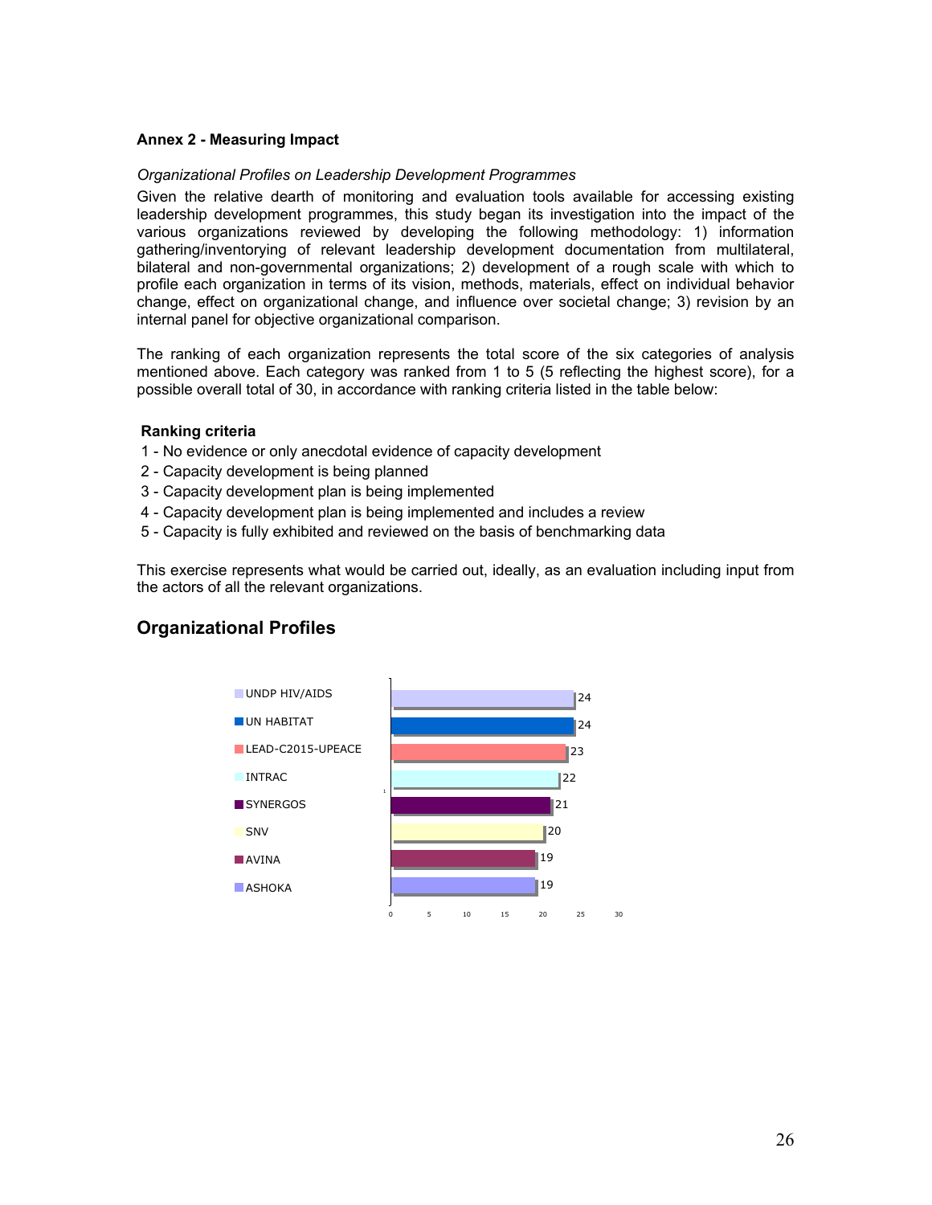**Annex 2 - Measuring Impact**

*Organizational Profiles on Leadership Development Programmes*

Given the relative dearth of monitoring and evaluation tools available for accessing existing leadership development programmes, this study began its investigation into the impact of the various organizations reviewed by developing the following methodology: 1) information gathering/inventorying of relevant leadership development documentation from multilateral, bilateral and non-governmental organizations; 2) development of a rough scale with which to profile each organization in terms of its vision, methods, materials, effect on individual behavior change, effect on organizational change, and influence over societal change; 3) revision by an internal panel for objective organizational comparison.

The ranking of each organization represents the total score of the six categories of analysis mentioned above. Each category was ranked from 1 to 5 (5 reflecting the highest score), for a possible overall total of 30, in accordance with ranking criteria listed in the table below:

**Ranking criteria**

1 - No evidence or only anecdotal evidence of capacity development
2 - Capacity development is being planned
3 - Capacity development plan is being implemented
4 - Capacity development plan is being implemented and includes a review
5 - Capacity is fully exhibited and reviewed on the basis of benchmarking data

This exercise represents what would be carried out, ideally, as an evaluation including input from the actors of all the relevant organizations.

## Organizational Profiles

UNDP HIV/AIDS 24
UN HABITAT 24
LEAD-C2015-UPEACE 23
INTRAC 22
SYNERGOS 21
SNV 20
AVINA 19
ASHOKA 19

0 5 10 15 20 25 30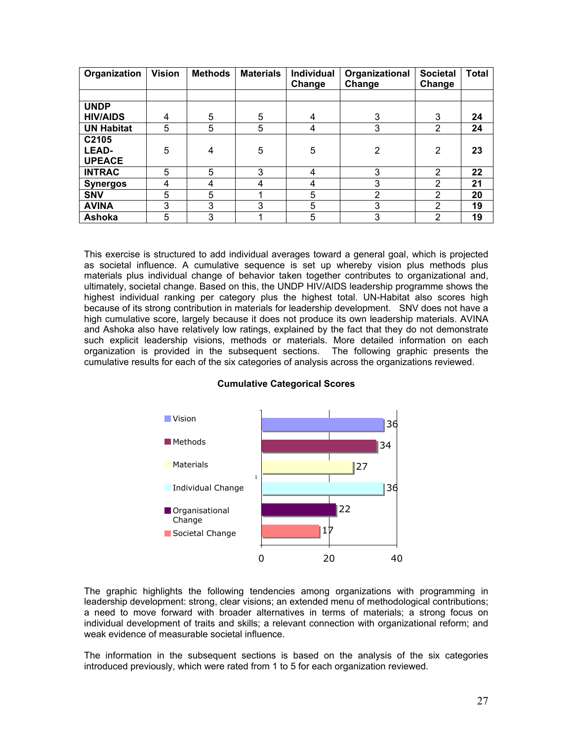| Organization | Vision | Methods | Materials | Individual Change | Organizational Change | Societal Change | Total |
|---|---|---|---|---|---|---|---|
| | | | | | | | |
| **UNDP HIV/AIDS** | 4 | 5 | 5 | 4 | 3 | 3 | **24** |
| **UN Habitat** | 5 | 5 | 5 | 4 | 3 | 2 | **24** |
| **C2105 LEAD-UPEACE** | 5 | 4 | 5 | 5 | 2 | 2 | **23** |
| **INTRAC** | 5 | 5 | 3 | 4 | 3 | 2 | **22** |
| **Synergos** | 4 | 4 | 4 | 4 | 3 | 2 | **21** |
| **SNV** | 5 | 5 | 1 | 5 | 2 | 2 | **20** |
| **AVINA** | 3 | 3 | 3 | 5 | 3 | 2 | **19** |
| **Ashoka** | 5 | 3 | 1 | 5 | 3 | 2 | **19** |

This exercise is structured to add individual averages toward a general goal, which is projected as societal influence. A cumulative sequence is set up whereby vision plus methods plus materials plus individual change of behavior taken together contributes to organizational and, ultimately, societal change. Based on this, the UNDP HIV/AIDS leadership programme shows the highest individual ranking per category plus the highest total. UN-Habitat also scores high because of its strong contribution in materials for leadership development. SNV does not have a high cumulative score, largely because it does not produce its own leadership materials. AVINA and Ashoka also have relatively low ratings, explained by the fact that they do not demonstrate such explicit leadership visions, methods or materials. More detailed information on each organization is provided in the subsequent sections. The following graphic presents the cumulative results for each of the six categories of analysis across the organizations reviewed.

**Cumulative Categorical Scores**

Vision
Methods
Materials
Individual Change
Organisational Change
Societal Change

36
34
27
36
22
17

1

0 20 40

The graphic highlights the following tendencies among organizations with programming in leadership development: strong, clear visions; an extended menu of methodological contributions; a need to move forward with broader alternatives in terms of materials; a strong focus on individual development of traits and skills; a relevant connection with organizational reform; and weak evidence of measurable societal influence.

The information in the subsequent sections is based on the analysis of the six categories introduced previously, which were rated from 1 to 5 for each organization reviewed.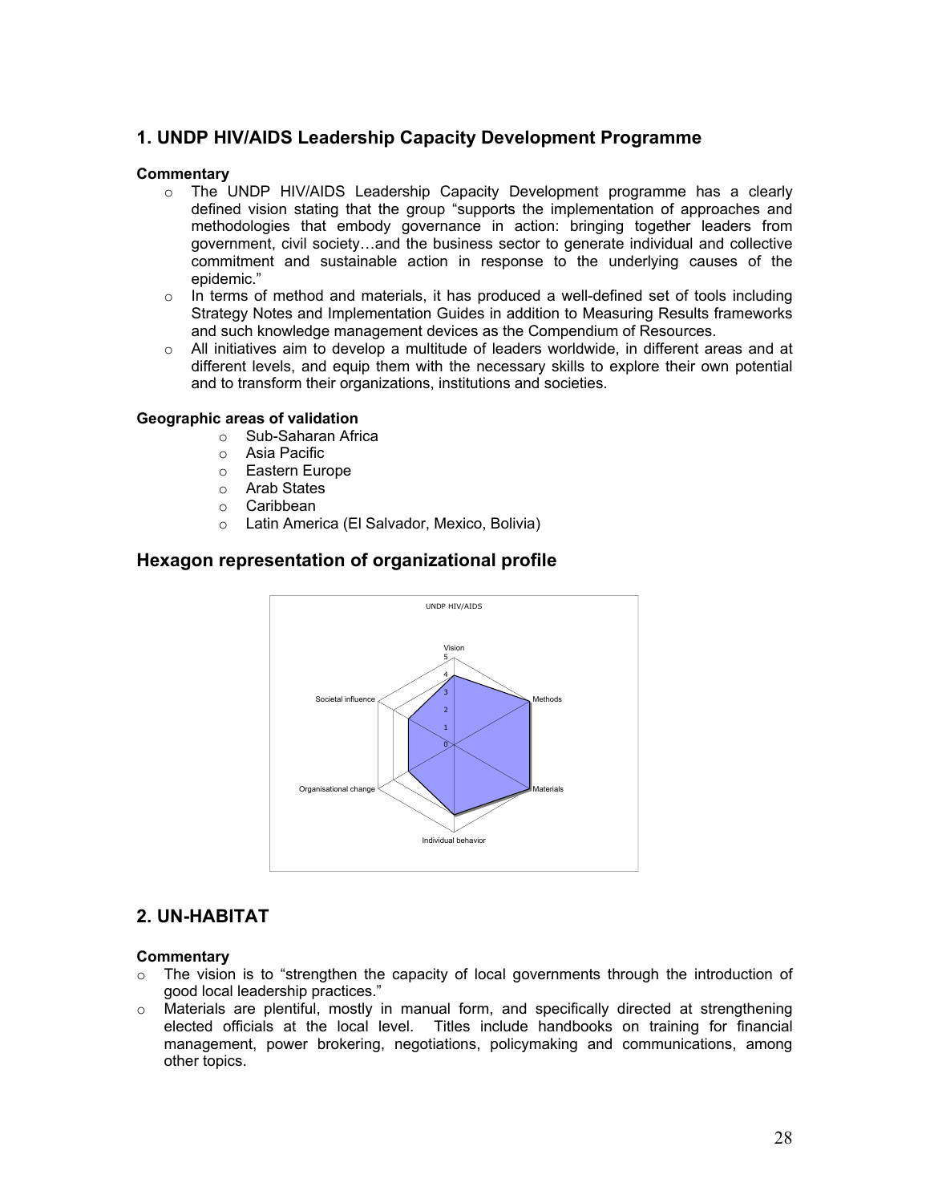## 1. UNDP HIV/AIDS Leadership Capacity Development Programme

**Commentary**

- The UNDP HIV/AIDS Leadership Capacity Development programme has a clearly defined vision stating that the group "supports the implementation of approaches and methodologies that embody governance in action: bringing together leaders from government, civil society…and the business sector to generate individual and collective commitment and sustainable action in response to the underlying causes of the epidemic."
- In terms of method and materials, it has produced a well-defined set of tools including Strategy Notes and Implementation Guides in addition to Measuring Results frameworks and such knowledge management devices as the Compendium of Resources.
- All initiatives aim to develop a multitude of leaders worldwide, in different areas and at different levels, and equip them with the necessary skills to explore their own potential and to transform their organizations, institutions and societies.

**Geographic areas of validation**

- Sub-Saharan Africa
- Asia Pacific
- Eastern Europe
- Arab States
- Caribbean
- Latin America (El Salvador, Mexico, Bolivia)

## Hexagon representation of organizational profile

UNDP HIV/AIDS

Vision
5
4
3
2
1
0
Methods
Materials
Individual behavior
Organisational change
Societal influence

## 2. UN-HABITAT

**Commentary**

- The vision is to "strengthen the capacity of local governments through the introduction of good local leadership practices."
- Materials are plentiful, mostly in manual form, and specifically directed at strengthening elected officials at the local level. Titles include handbooks on training for financial management, power brokering, negotiations, policymaking and communications, among other topics.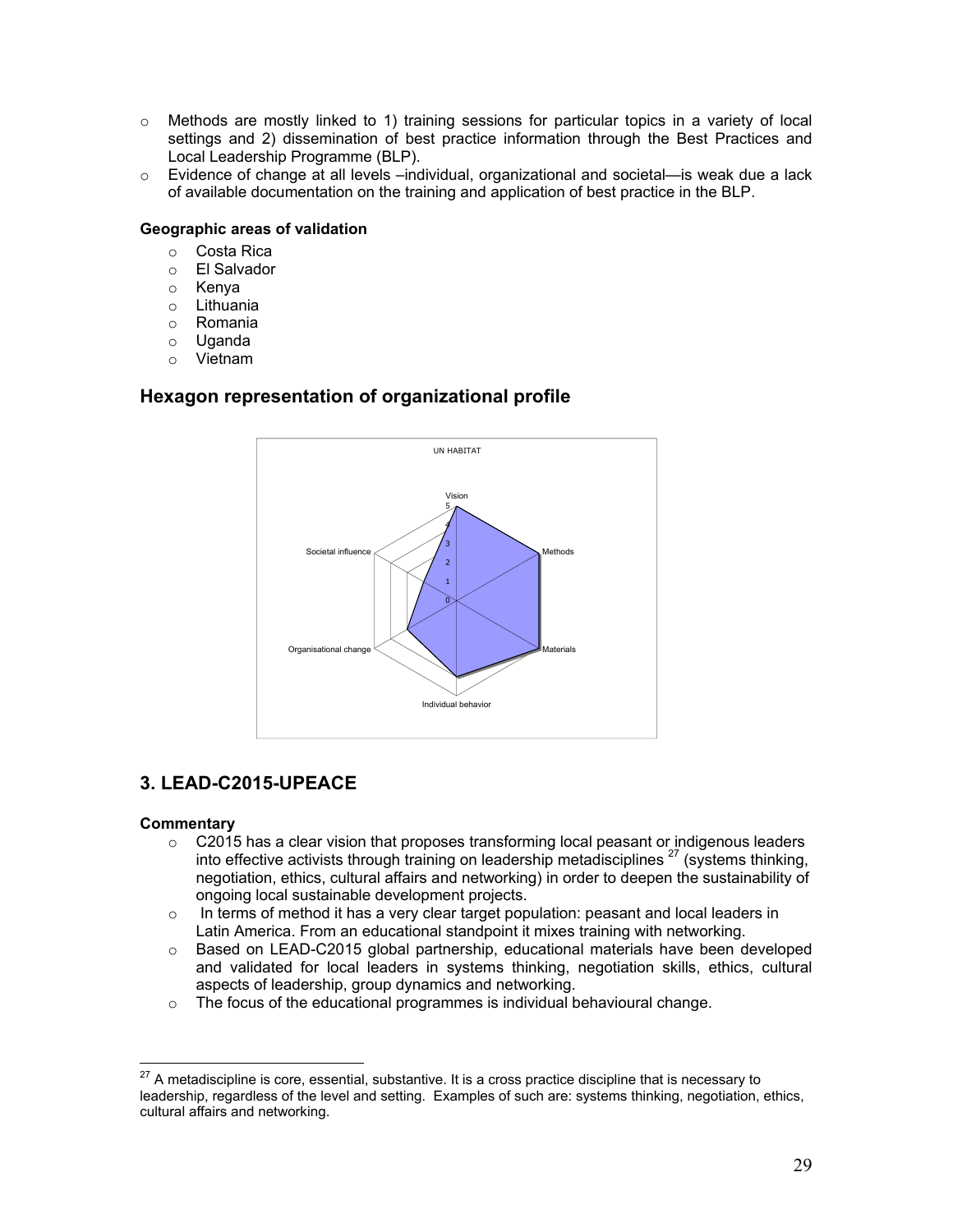- Methods are mostly linked to 1) training sessions for particular topics in a variety of local settings and 2) dissemination of best practice information through the Best Practices and Local Leadership Programme (BLP).
- Evidence of change at all levels –individual, organizational and societal—is weak due a lack of available documentation on the training and application of best practice in the BLP.

**Geographic areas of validation**

- Costa Rica
- El Salvador
- Kenya
- Lithuania
- Romania
- Uganda
- Vietnam

## Hexagon representation of organizational profile

UN HABITAT

Vision

5

4

3

2

1

0

Methods

Materials

Individual behavior

Organisational change

Societal influence

## 3. LEAD-C2015-UPEACE

**Commentary**

- C2015 has a clear vision that proposes transforming local peasant or indigenous leaders into effective activists through training on leadership metadisciplines [27] (systems thinking, negotiation, ethics, cultural affairs and networking) in order to deepen the sustainability of ongoing local sustainable development projects.
- In terms of method it has a very clear target population: peasant and local leaders in Latin America. From an educational standpoint it mixes training with networking.
- Based on LEAD-C2015 global partnership, educational materials have been developed and validated for local leaders in systems thinking, negotiation skills, ethics, cultural aspects of leadership, group dynamics and networking.
- The focus of the educational programmes is individual behavioural change.

[27] A metadiscipline is core, essential, substantive. It is a cross practice discipline that is necessary to leadership, regardless of the level and setting. Examples of such are: systems thinking, negotiation, ethics, cultural affairs and networking.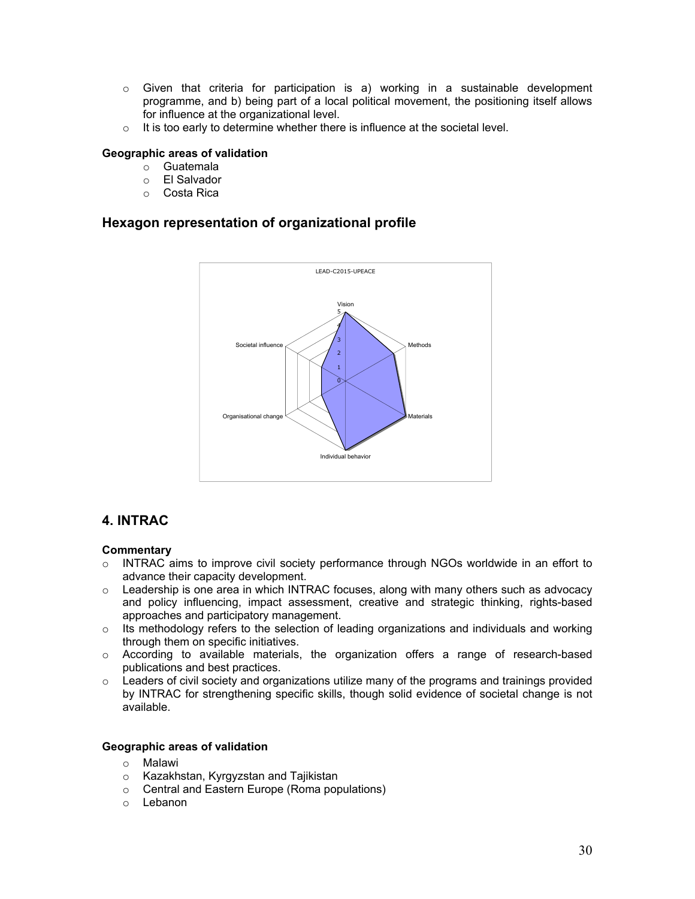- Given that criteria for participation is a) working in a sustainable development programme, and b) being part of a local political movement, the positioning itself allows for influence at the organizational level.
- It is too early to determine whether there is influence at the societal level.

**Geographic areas of validation**

- Guatemala
- El Salvador
- Costa Rica

## Hexagon representation of organizational profile

LEAD-C2015-UPEACE

Vision

5

4

3

2

1

0

Methods

Materials

Individual behavior

Organisational change

Societal influence

## 4. INTRAC

**Commentary**

- INTRAC aims to improve civil society performance through NGOs worldwide in an effort to advance their capacity development.
- Leadership is one area in which INTRAC focuses, along with many others such as advocacy and policy influencing, impact assessment, creative and strategic thinking, rights-based approaches and participatory management.
- Its methodology refers to the selection of leading organizations and individuals and working through them on specific initiatives.
- According to available materials, the organization offers a range of research-based publications and best practices.
- Leaders of civil society and organizations utilize many of the programs and trainings provided by INTRAC for strengthening specific skills, though solid evidence of societal change is not available.

**Geographic areas of validation**

- Malawi
- Kazakhstan, Kyrgyzstan and Tajikistan
- Central and Eastern Europe (Roma populations)
- Lebanon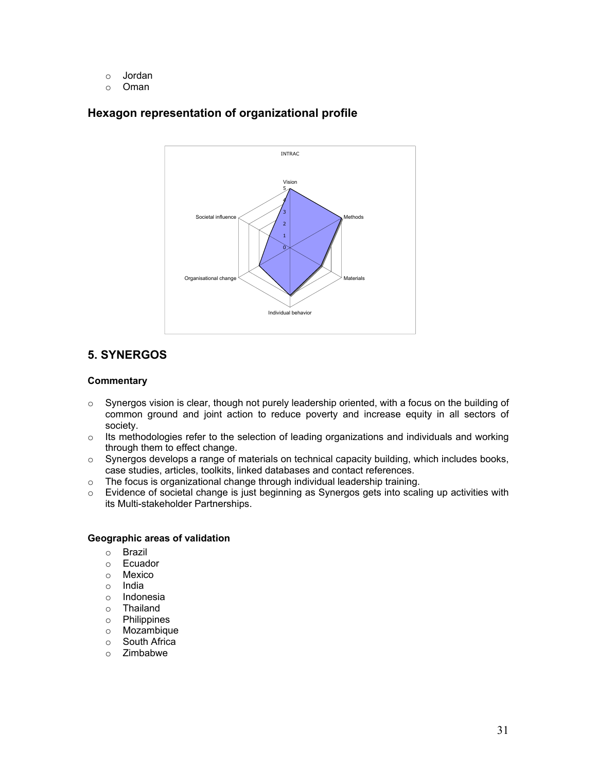- Jordan
- Oman

## Hexagon representation of organizational profile

INTRAC

Vision

5

4

3

2

1

0

Methods

Materials

Individual behavior

Organisational change

Societal influence

## 5. SYNERGOS

### Commentary

- Synergos vision is clear, though not purely leadership oriented, with a focus on the building of common ground and joint action to reduce poverty and increase equity in all sectors of society.
- Its methodologies refer to the selection of leading organizations and individuals and working through them to effect change.
- Synergos develops a range of materials on technical capacity building, which includes books, case studies, articles, toolkits, linked databases and contact references.
- The focus is organizational change through individual leadership training.
- Evidence of societal change is just beginning as Synergos gets into scaling up activities with its Multi-stakeholder Partnerships.

### Geographic areas of validation

- Brazil
- Ecuador
- Mexico
- India
- Indonesia
- Thailand
- Philippines
- Mozambique
- South Africa
- Zimbabwe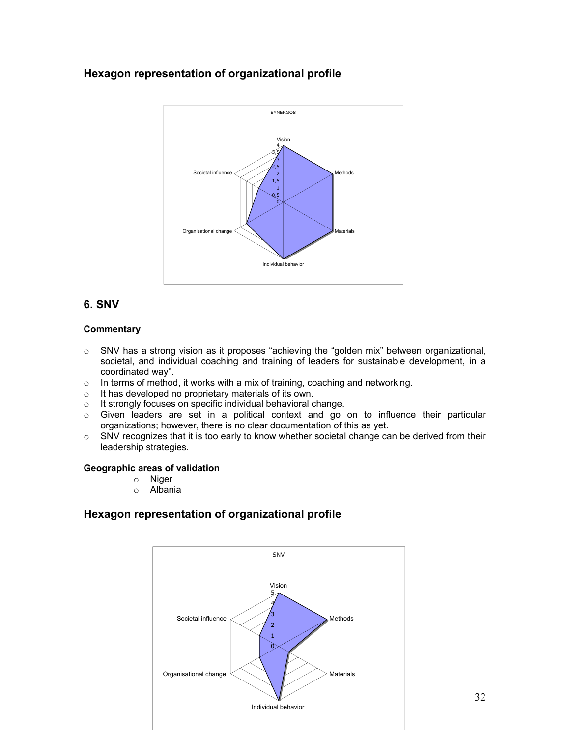## Hexagon representation of organizational profile

SYNERGOS

Vision

4

3,5

3

2,5

2

1,5

1

0,5

0

Methods

Materials

Individual behavior

Organisational change

Societal influence

## 6. SNV

### Commentary

- SNV has a strong vision as it proposes "achieving the "golden mix" between organizational, societal, and individual coaching and training of leaders for sustainable development, in a coordinated way".
- In terms of method, it works with a mix of training, coaching and networking.
- It has developed no proprietary materials of its own.
- It strongly focuses on specific individual behavioral change.
- Given leaders are set in a political context and go on to influence their particular organizations; however, there is no clear documentation of this as yet.
- SNV recognizes that it is too early to know whether societal change can be derived from their leadership strategies.

### Geographic areas of validation

- Niger
- Albania

## Hexagon representation of organizational profile

SNV

Vision

5

4

3

2

1

0

Methods

Materials

Individual behavior

Organisational change

Societal influence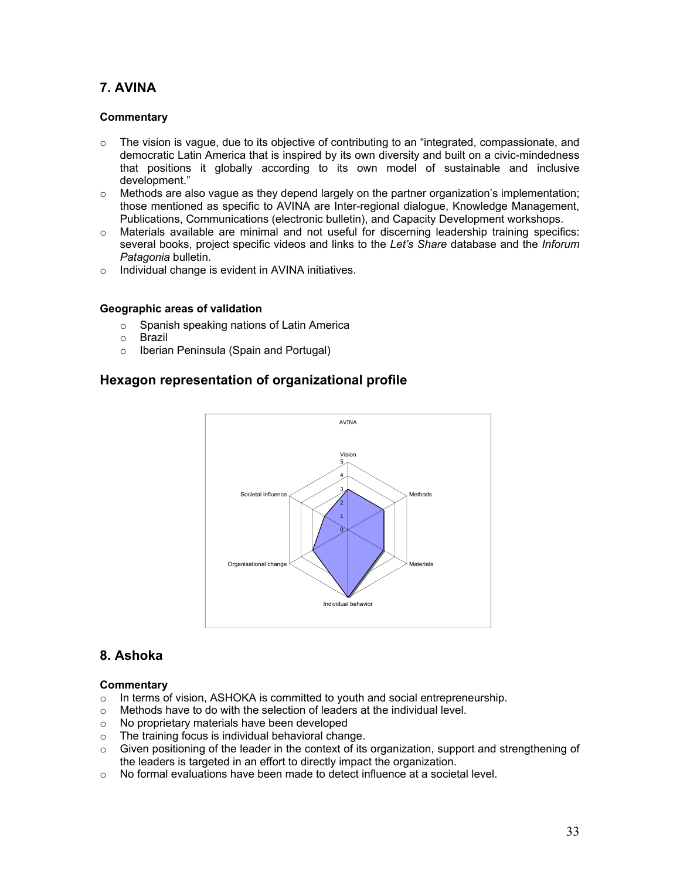## 7. AVINA

### Commentary

- The vision is vague, due to its objective of contributing to an "integrated, compassionate, and democratic Latin America that is inspired by its own diversity and built on a civic-mindedness that positions it globally according to its own model of sustainable and inclusive development."
- Methods are also vague as they depend largely on the partner organization's implementation; those mentioned as specific to AVINA are Inter-regional dialogue, Knowledge Management, Publications, Communications (electronic bulletin), and Capacity Development workshops.
- Materials available are minimal and not useful for discerning leadership training specifics: several books, project specific videos and links to the *Let's Share* database and the *Inforum Patagonia* bulletin.
- Individual change is evident in AVINA initiatives.

### Geographic areas of validation

- Spanish speaking nations of Latin America
- Brazil
- Iberian Peninsula (Spain and Portugal)

## Hexagon representation of organizational profile

AVINA

Vision

5

4

3

2

1

0

Methods

Materials

Individual behavior

Organisational change

Societal influence

## 8. Ashoka

### Commentary

- In terms of vision, ASHOKA is committed to youth and social entrepreneurship.
- Methods have to do with the selection of leaders at the individual level.
- No proprietary materials have been developed
- The training focus is individual behavioral change.
- Given positioning of the leader in the context of its organization, support and strengthening of the leaders is targeted in an effort to directly impact the organization.
- No formal evaluations have been made to detect influence at a societal level.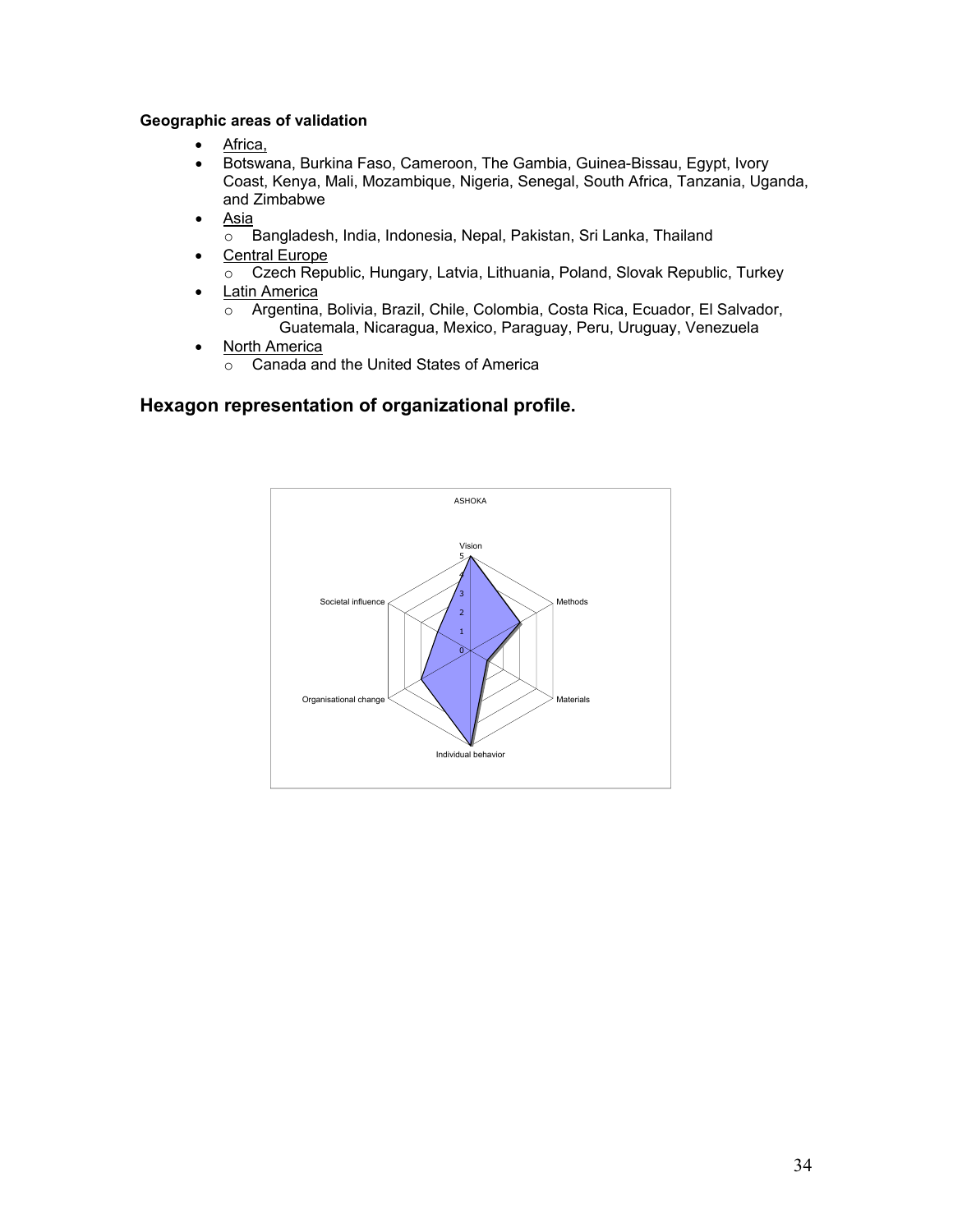**Geographic areas of validation**

- Africa,
- Botswana, Burkina Faso, Cameroon, The Gambia, Guinea-Bissau, Egypt, Ivory Coast, Kenya, Mali, Mozambique, Nigeria, Senegal, South Africa, Tanzania, Uganda, and Zimbabwe
- Asia
  - Bangladesh, India, Indonesia, Nepal, Pakistan, Sri Lanka, Thailand
- Central Europe
  - Czech Republic, Hungary, Latvia, Lithuania, Poland, Slovak Republic, Turkey
- Latin America
  - Argentina, Bolivia, Brazil, Chile, Colombia, Costa Rica, Ecuador, El Salvador, Guatemala, Nicaragua, Mexico, Paraguay, Peru, Uruguay, Venezuela
- North America
  - Canada and the United States of America

## Hexagon representation of organizational profile.

ASHOKA

Vision

5
4
3
2
1
0

Methods

Materials

Individual behavior

Organisational change

Societal influence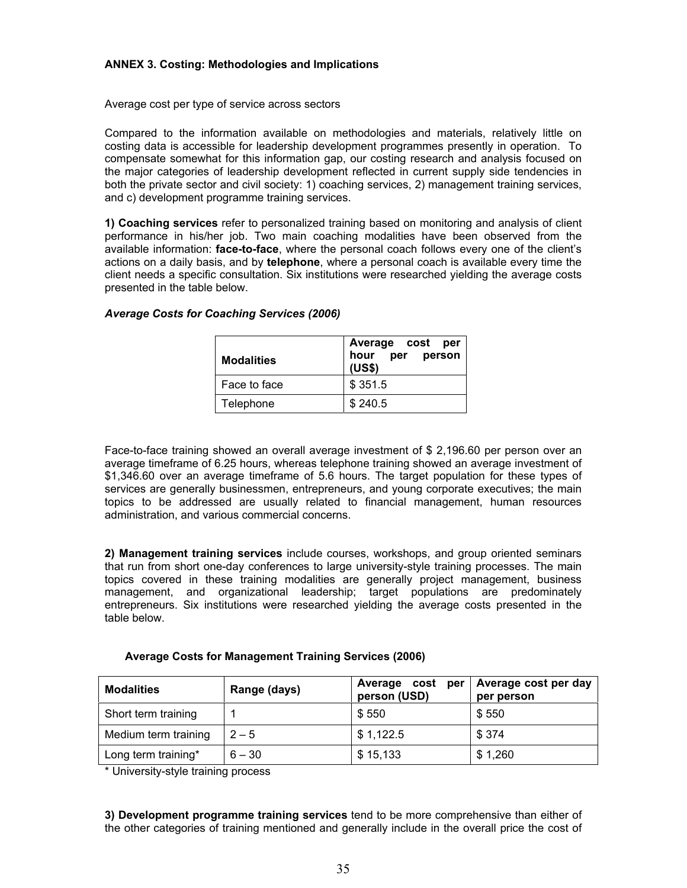**ANNEX 3. Costing: Methodologies and Implications**

Average cost per type of service across sectors

Compared to the information available on methodologies and materials, relatively little on costing data is accessible for leadership development programmes presently in operation. To compensate somewhat for this information gap, our costing research and analysis focused on the major categories of leadership development reflected in current supply side tendencies in both the private sector and civil society: 1) coaching services, 2) management training services, and c) development programme training services.

**1) Coaching services** refer to personalized training based on monitoring and analysis of client performance in his/her job. Two main coaching modalities have been observed from the available information: **face-to-face**, where the personal coach follows every one of the client's actions on a daily basis, and by **telephone**, where a personal coach is available every time the client needs a specific consultation. Six institutions were researched yielding the average costs presented in the table below.

***Average Costs for Coaching Services (2006)***

| Modalities | Average cost per hour per person (US$) |
|---|---|
| Face to face | $ 351.5 |
| Telephone | $ 240.5 |

Face-to-face training showed an overall average investment of $ 2,196.60 per person over an average timeframe of 6.25 hours, whereas telephone training showed an average investment of $1,346.60 over an average timeframe of 5.6 hours. The target population for these types of services are generally businessmen, entrepreneurs, and young corporate executives; the main topics to be addressed are usually related to financial management, human resources administration, and various commercial concerns.

**2) Management training services** include courses, workshops, and group oriented seminars that run from short one-day conferences to large university-style training processes. The main topics covered in these training modalities are generally project management, business management, and organizational leadership; target populations are predominately entrepreneurs. Six institutions were researched yielding the average costs presented in the table below.

**Average Costs for Management Training Services (2006)**

| Modalities | Range (days) | Average cost per person (USD) | Average cost per day per person |
|---|---|---|---|
| Short term training | 1 | $ 550 | $ 550 |
| Medium term training | 2 – 5 | $ 1,122.5 | $ 374 |
| Long term training* | 6 – 30 | $ 15,133 | $ 1,260 |

* University-style training process

**3) Development programme training services** tend to be more comprehensive than either of the other categories of training mentioned and generally include in the overall price the cost of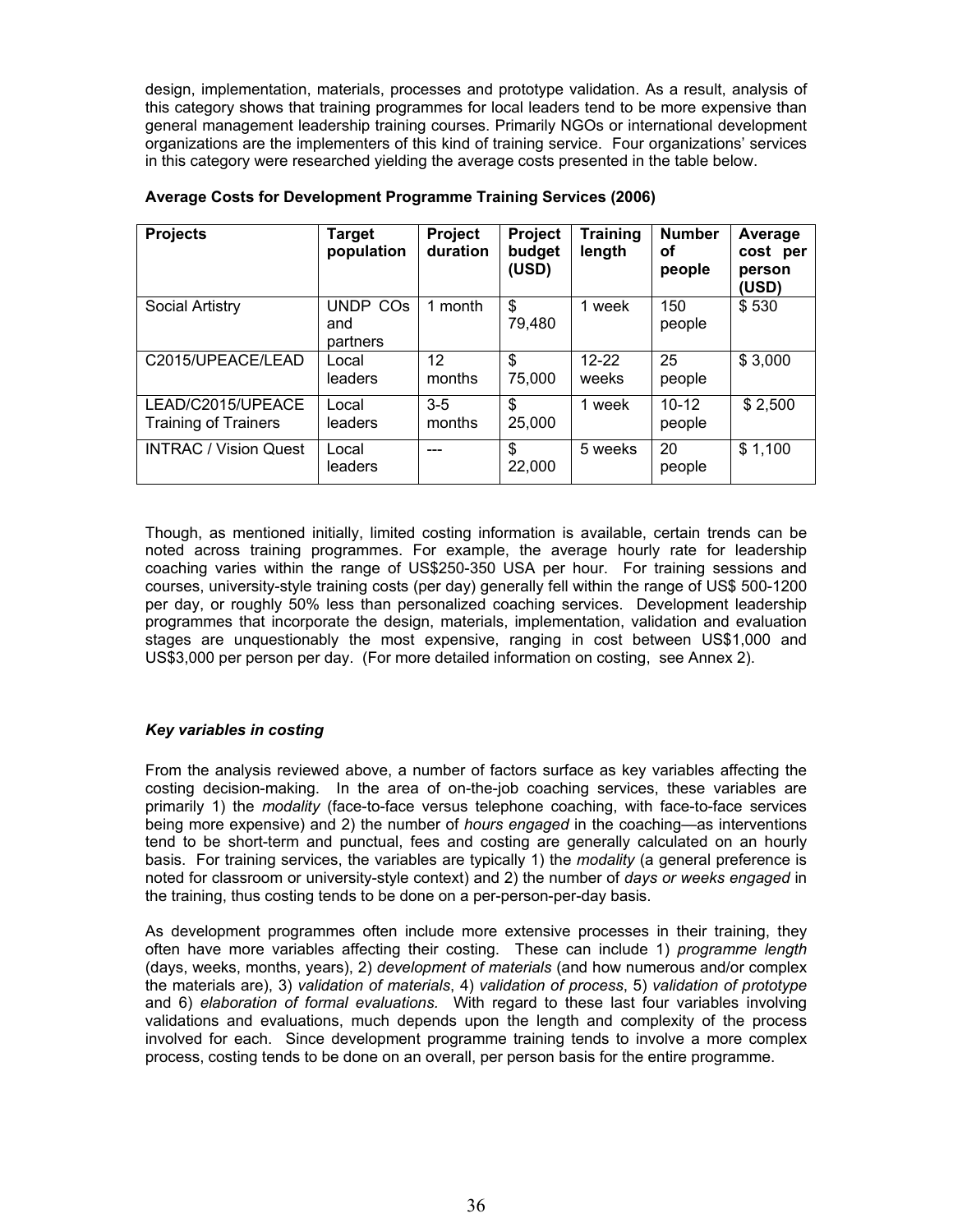design, implementation, materials, processes and prototype validation. As a result, analysis of this category shows that training programmes for local leaders tend to be more expensive than general management leadership training courses. Primarily NGOs or international development organizations are the implementers of this kind of training service. Four organizations' services in this category were researched yielding the average costs presented in the table below.

**Average Costs for Development Programme Training Services (2006)**

| Projects | Target population | Project duration | Project budget (USD) | Training length | Number of people | Average cost per person (USD) |
|---|---|---|---|---|---|---|
| Social Artistry | UNDP COs and partners | 1 month | $ 79,480 | 1 week | 150 people | $ 530 |
| C2015/UPEACE/LEAD | Local leaders | 12 months | $ 75,000 | 12-22 weeks | 25 people | $ 3,000 |
| LEAD/C2015/UPEACE Training of Trainers | Local leaders | 3-5 months | $ 25,000 | 1 week | 10-12 people | $ 2,500 |
| INTRAC / Vision Quest | Local leaders | --- | $ 22,000 | 5 weeks | 20 people | $ 1,100 |

Though, as mentioned initially, limited costing information is available, certain trends can be noted across training programmes. For example, the average hourly rate for leadership coaching varies within the range of US$250-350 USA per hour. For training sessions and courses, university-style training costs (per day) generally fell within the range of US$ 500-1200 per day, or roughly 50% less than personalized coaching services. Development leadership programmes that incorporate the design, materials, implementation, validation and evaluation stages are unquestionably the most expensive, ranging in cost between US$1,000 and US$3,000 per person per day. (For more detailed information on costing, see Annex 2).

### *Key variables in costing*

From the analysis reviewed above, a number of factors surface as key variables affecting the costing decision-making. In the area of on-the-job coaching services, these variables are primarily 1) the *modality* (face-to-face versus telephone coaching, with face-to-face services being more expensive) and 2) the number of *hours engaged* in the coaching—as interventions tend to be short-term and punctual, fees and costing are generally calculated on an hourly basis. For training services, the variables are typically 1) the *modality* (a general preference is noted for classroom or university-style context) and 2) the number of *days or weeks engaged* in the training, thus costing tends to be done on a per-person-per-day basis.

As development programmes often include more extensive processes in their training, they often have more variables affecting their costing. These can include 1) *programme length* (days, weeks, months, years), 2) *development of materials* (and how numerous and/or complex the materials are), 3) *validation of materials*, 4) *validation of process*, 5) *validation of prototype* and 6) *elaboration of formal evaluations.* With regard to these last four variables involving validations and evaluations, much depends upon the length and complexity of the process involved for each. Since development programme training tends to involve a more complex process, costing tends to be done on an overall, per person basis for the entire programme.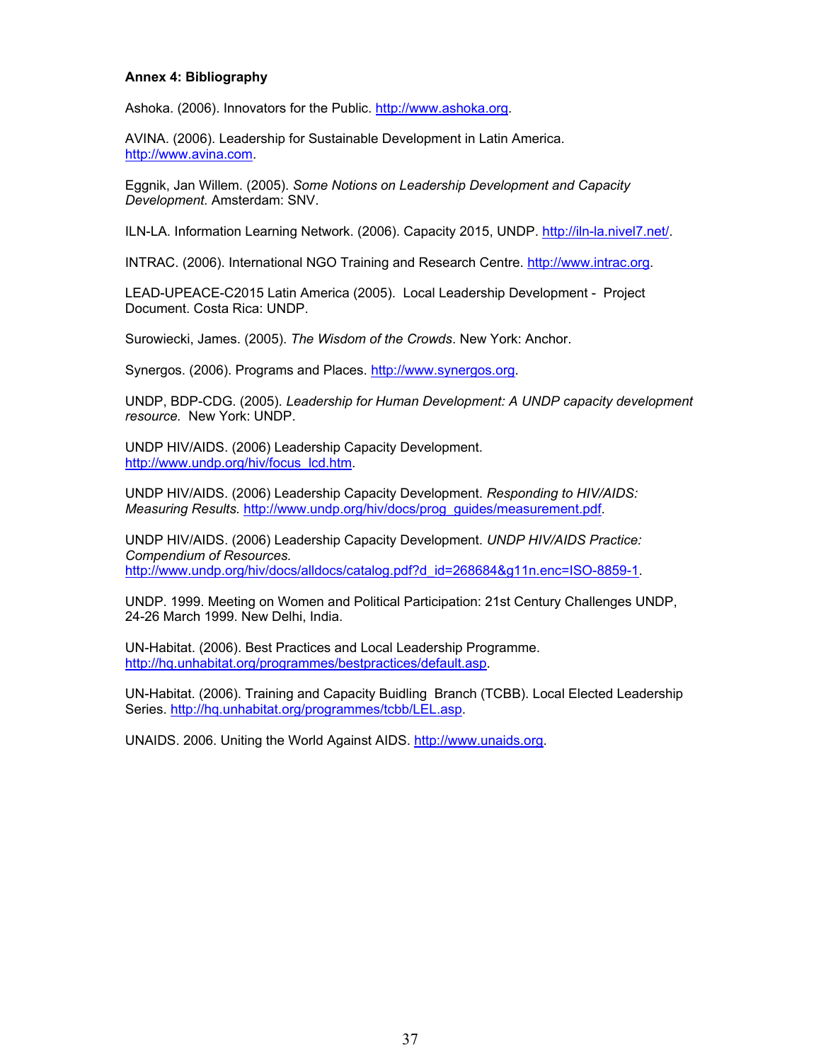**Annex 4: Bibliography**

Ashoka. (2006). Innovators for the Public. http://www.ashoka.org.

AVINA. (2006). Leadership for Sustainable Development in Latin America. http://www.avina.com.

Eggnik, Jan Willem. (2005). *Some Notions on Leadership Development and Capacity Development.* Amsterdam: SNV.

ILN-LA. Information Learning Network. (2006). Capacity 2015, UNDP. http://iln-la.nivel7.net/.

INTRAC. (2006). International NGO Training and Research Centre. http://www.intrac.org.

LEAD-UPEACE-C2015 Latin America (2005). Local Leadership Development - Project Document. Costa Rica: UNDP.

Surowiecki, James. (2005). *The Wisdom of the Crowds*. New York: Anchor.

Synergos. (2006). Programs and Places. http://www.synergos.org.

UNDP, BDP-CDG. (2005). *Leadership for Human Development: A UNDP capacity development resource.* New York: UNDP.

UNDP HIV/AIDS. (2006) Leadership Capacity Development. http://www.undp.org/hiv/focus_lcd.htm.

UNDP HIV/AIDS. (2006) Leadership Capacity Development. *Responding to HIV/AIDS: Measuring Results.* http://www.undp.org/hiv/docs/prog_guides/measurement.pdf.

UNDP HIV/AIDS. (2006) Leadership Capacity Development. *UNDP HIV/AIDS Practice: Compendium of Resources.* http://www.undp.org/hiv/docs/alldocs/catalog.pdf?d_id=268684&g11n.enc=ISO-8859-1.

UNDP. 1999. Meeting on Women and Political Participation: 21st Century Challenges UNDP, 24-26 March 1999. New Delhi, India.

UN-Habitat. (2006). Best Practices and Local Leadership Programme. http://hq.unhabitat.org/programmes/bestpractices/default.asp.

UN-Habitat. (2006). Training and Capacity Buidling Branch (TCBB). Local Elected Leadership Series. http://hq.unhabitat.org/programmes/tcbb/LEL.asp.

UNAIDS. 2006. Uniting the World Against AIDS. http://www.unaids.org.